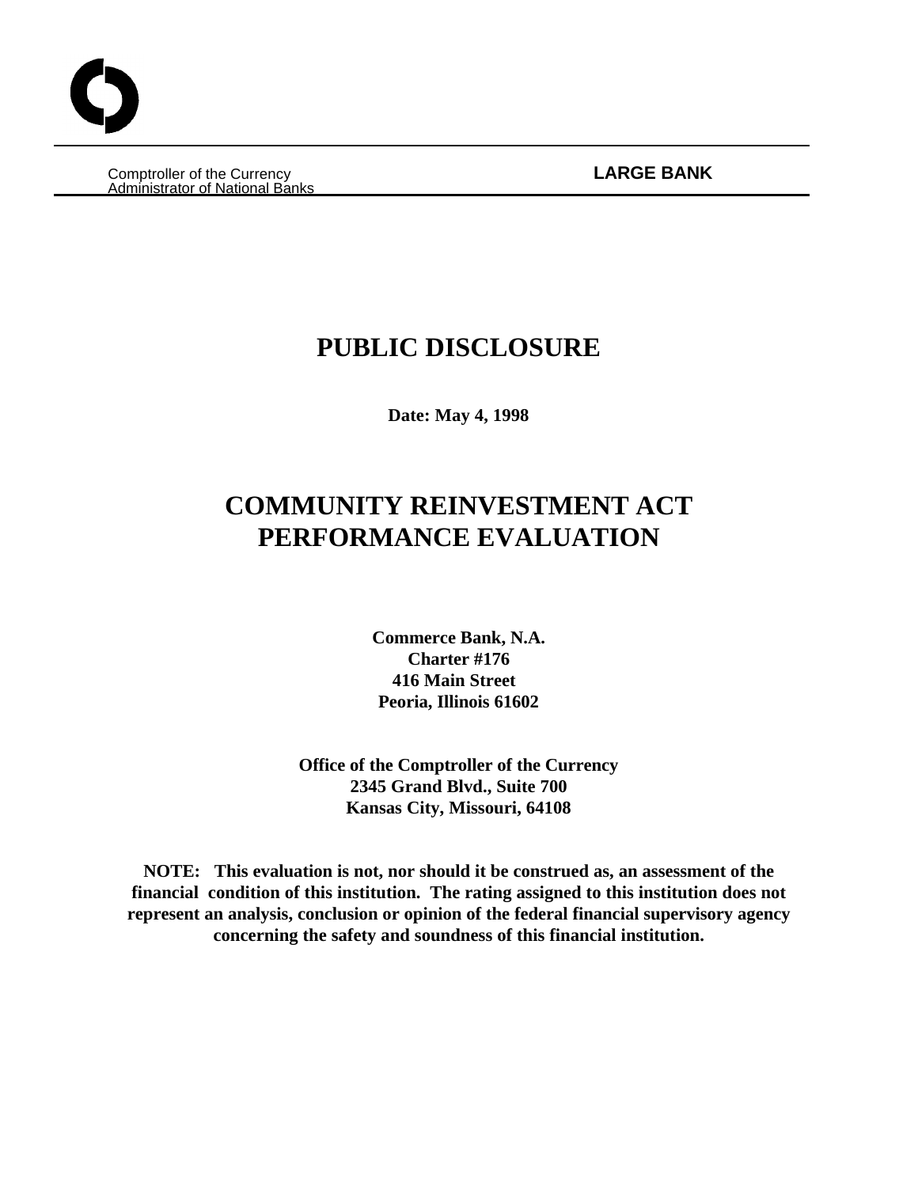Comptroller of the Currency
Administrator of National Banks

**LARGE BANK**

# PUBLIC DISCLOSURE

**Date: May 4, 1998**

# COMMUNITY REINVESTMENT ACT PERFORMANCE EVALUATION

**Commerce Bank, N.A.**
**Charter #176**
**416 Main Street**
**Peoria, Illinois 61602**

**Office of the Comptroller of the Currency**
**2345 Grand Blvd., Suite 700**
**Kansas City, Missouri, 64108**

**NOTE: This evaluation is not, nor should it be construed as, an assessment of the financial condition of this institution. The rating assigned to this institution does not represent an analysis, conclusion or opinion of the federal financial supervisory agency concerning the safety and soundness of this financial institution.**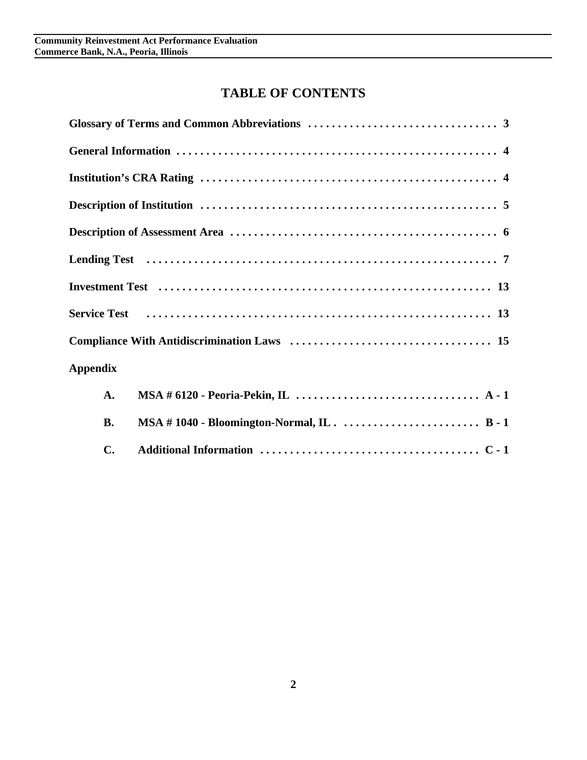# TABLE OF CONTENTS

**Glossary of Terms and Common Abbreviations** . . . . . . . . . . . . . . . . . . . . . . . . . . . . . . . . 3

**General Information** . . . . . . . . . . . . . . . . . . . . . . . . . . . . . . . . . . . . . . . . . . . . . . . . . . . . . . 4

**Institution's CRA Rating** . . . . . . . . . . . . . . . . . . . . . . . . . . . . . . . . . . . . . . . . . . . . . . . . . . 4

**Description of Institution** . . . . . . . . . . . . . . . . . . . . . . . . . . . . . . . . . . . . . . . . . . . . . . . . . 5

**Description of Assessment Area** . . . . . . . . . . . . . . . . . . . . . . . . . . . . . . . . . . . . . . . . . . . . 6

**Lending Test** . . . . . . . . . . . . . . . . . . . . . . . . . . . . . . . . . . . . . . . . . . . . . . . . . . . . . . . . . . . 7

**Investment Test** . . . . . . . . . . . . . . . . . . . . . . . . . . . . . . . . . . . . . . . . . . . . . . . . . . . . . . . . 13

**Service Test** . . . . . . . . . . . . . . . . . . . . . . . . . . . . . . . . . . . . . . . . . . . . . . . . . . . . . . . . . . . 13

**Compliance With Antidiscrimination Laws** . . . . . . . . . . . . . . . . . . . . . . . . . . . . . . . . . . 15

**Appendix**

- **A. MSA # 6120 - Peoria-Pekin, IL** . . . . . . . . . . . . . . . . . . . . . . . . . . . . . . . A - 1
- **B. MSA # 1040 - Bloomington-Normal, IL** . . . . . . . . . . . . . . . . . . . . . . . . B - 1
- **C. Additional Information** . . . . . . . . . . . . . . . . . . . . . . . . . . . . . . . . . . . . . C - 1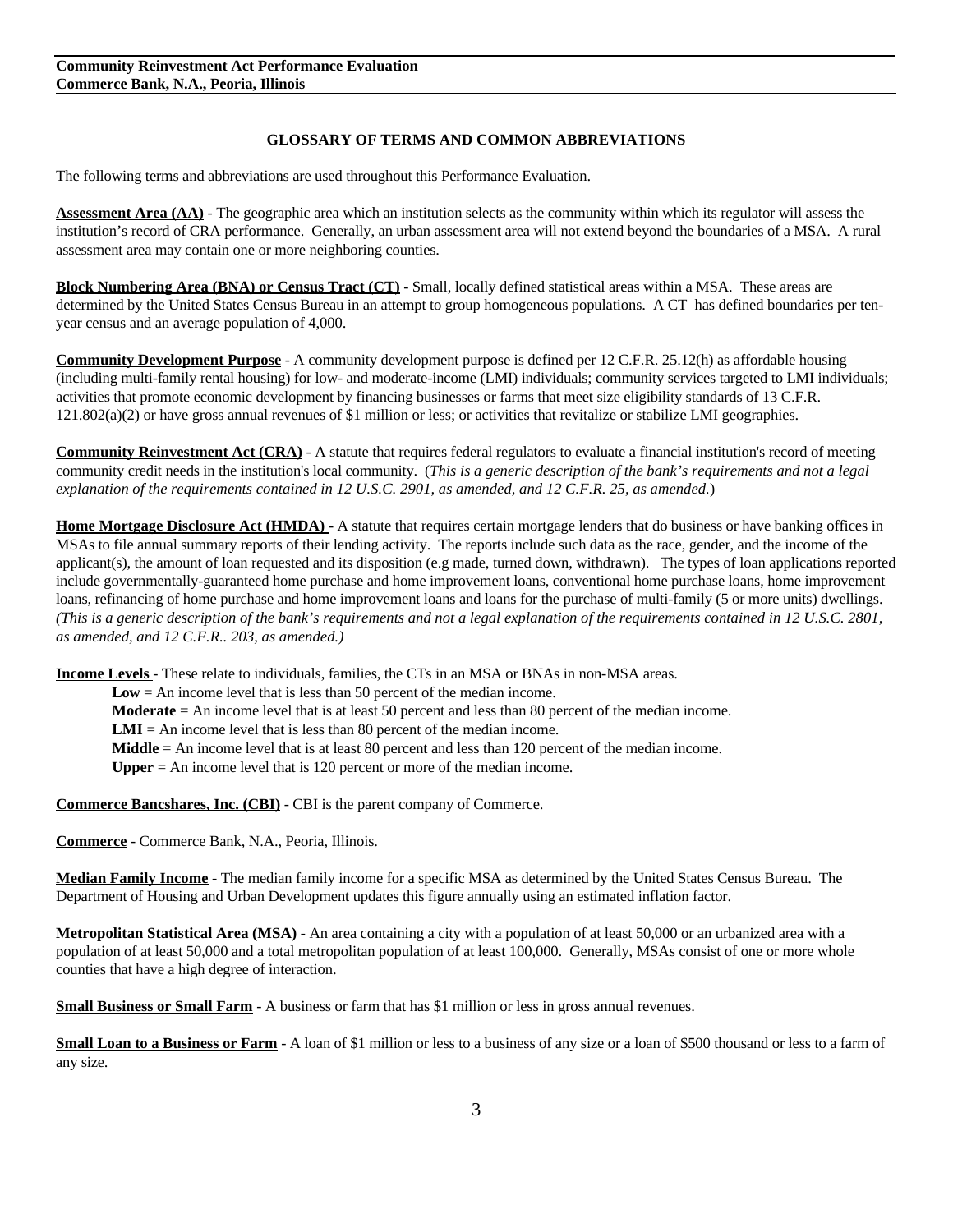## GLOSSARY OF TERMS AND COMMON ABBREVIATIONS

The following terms and abbreviations are used throughout this Performance Evaluation.

**Assessment Area (AA)** - The geographic area which an institution selects as the community within which its regulator will assess the institution's record of CRA performance. Generally, an urban assessment area will not extend beyond the boundaries of a MSA. A rural assessment area may contain one or more neighboring counties.

**Block Numbering Area (BNA) or Census Tract (CT)** - Small, locally defined statistical areas within a MSA. These areas are determined by the United States Census Bureau in an attempt to group homogeneous populations. A CT has defined boundaries per ten-year census and an average population of 4,000.

**Community Development Purpose** - A community development purpose is defined per 12 C.F.R. 25.12(h) as affordable housing (including multi-family rental housing) for low- and moderate-income (LMI) individuals; community services targeted to LMI individuals; activities that promote economic development by financing businesses or farms that meet size eligibility standards of 13 C.F.R. 121.802(a)(2) or have gross annual revenues of $1 million or less; or activities that revitalize or stabilize LMI geographies.

**Community Reinvestment Act (CRA)** - A statute that requires federal regulators to evaluate a financial institution's record of meeting community credit needs in the institution's local community. (*This is a generic description of the bank's requirements and not a legal explanation of the requirements contained in 12 U.S.C. 2901, as amended, and 12 C.F.R. 25, as amended.*)

**Home Mortgage Disclosure Act (HMDA)** - A statute that requires certain mortgage lenders that do business or have banking offices in MSAs to file annual summary reports of their lending activity. The reports include such data as the race, gender, and the income of the applicant(s), the amount of loan requested and its disposition (e.g made, turned down, withdrawn). The types of loan applications reported include governmentally-guaranteed home purchase and home improvement loans, conventional home purchase loans, home improvement loans, refinancing of home purchase and home improvement loans and loans for the purchase of multi-family (5 or more units) dwellings. *(This is a generic description of the bank's requirements and not a legal explanation of the requirements contained in 12 U.S.C. 2801, as amended, and 12 C.F.R.. 203, as amended.)*

**Income Levels** - These relate to individuals, families, the CTs in an MSA or BNAs in non-MSA areas.

- **Low** = An income level that is less than 50 percent of the median income.
- **Moderate** = An income level that is at least 50 percent and less than 80 percent of the median income.
- **LMI** = An income level that is less than 80 percent of the median income.
- **Middle** = An income level that is at least 80 percent and less than 120 percent of the median income.
- **Upper** = An income level that is 120 percent or more of the median income.

**Commerce Bancshares, Inc. (CBI)** - CBI is the parent company of Commerce.

**Commerce** - Commerce Bank, N.A., Peoria, Illinois.

**Median Family Income** - The median family income for a specific MSA as determined by the United States Census Bureau. The Department of Housing and Urban Development updates this figure annually using an estimated inflation factor.

**Metropolitan Statistical Area (MSA)** - An area containing a city with a population of at least 50,000 or an urbanized area with a population of at least 50,000 and a total metropolitan population of at least 100,000. Generally, MSAs consist of one or more whole counties that have a high degree of interaction.

**Small Business or Small Farm** - A business or farm that has $1 million or less in gross annual revenues.

**Small Loan to a Business or Farm** - A loan of $1 million or less to a business of any size or a loan of $500 thousand or less to a farm of any size.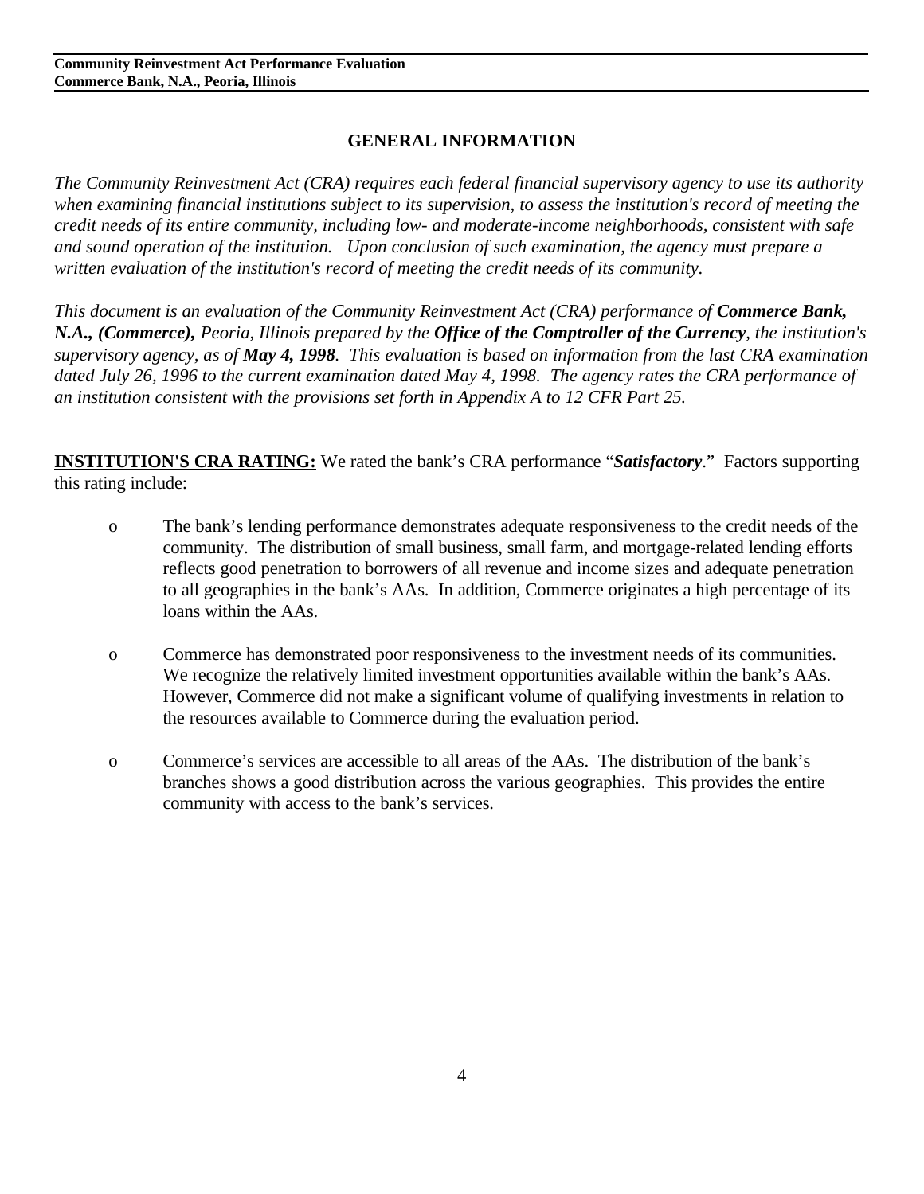## GENERAL INFORMATION

*The Community Reinvestment Act (CRA) requires each federal financial supervisory agency to use its authority when examining financial institutions subject to its supervision, to assess the institution's record of meeting the credit needs of its entire community, including low- and moderate-income neighborhoods, consistent with safe and sound operation of the institution. Upon conclusion of such examination, the agency must prepare a written evaluation of the institution's record of meeting the credit needs of its community.*

*This document is an evaluation of the Community Reinvestment Act (CRA) performance of* ***Commerce Bank, N.A., (Commerce),*** *Peoria, Illinois prepared by the* ***Office of the Comptroller of the Currency****, the institution's supervisory agency, as of* ***May 4, 1998****. This evaluation is based on information from the last CRA examination dated July 26, 1996 to the current examination dated May 4, 1998. The agency rates the CRA performance of an institution consistent with the provisions set forth in Appendix A to 12 CFR Part 25.*

**INSTITUTION'S CRA RATING:** We rated the bank's CRA performance "***Satisfactory***." Factors supporting this rating include:

- The bank's lending performance demonstrates adequate responsiveness to the credit needs of the community. The distribution of small business, small farm, and mortgage-related lending efforts reflects good penetration to borrowers of all revenue and income sizes and adequate penetration to all geographies in the bank's AAs. In addition, Commerce originates a high percentage of its loans within the AAs.

- Commerce has demonstrated poor responsiveness to the investment needs of its communities. We recognize the relatively limited investment opportunities available within the bank's AAs. However, Commerce did not make a significant volume of qualifying investments in relation to the resources available to Commerce during the evaluation period.

- Commerce's services are accessible to all areas of the AAs. The distribution of the bank's branches shows a good distribution across the various geographies. This provides the entire community with access to the bank's services.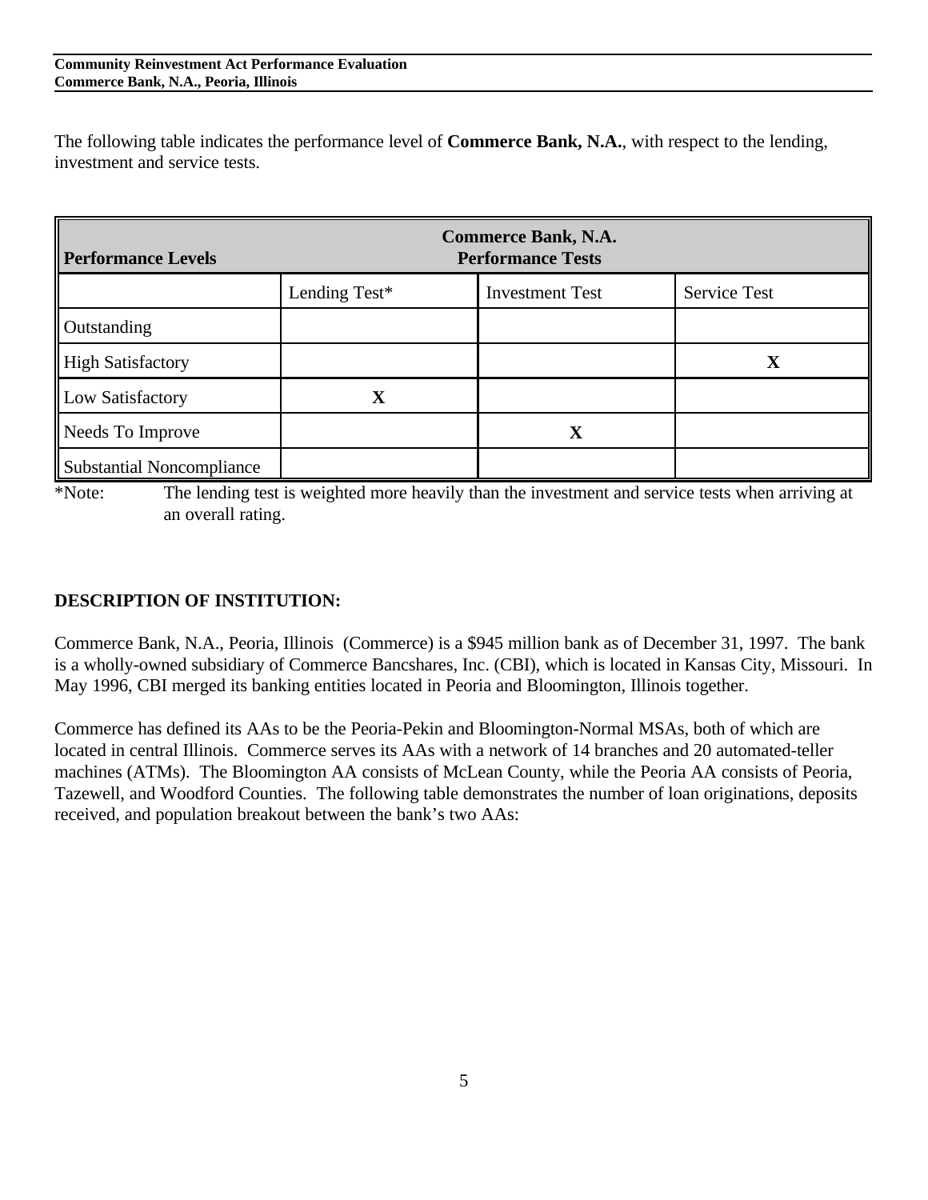The following table indicates the performance level of **Commerce Bank, N.A.**, with respect to the lending, investment and service tests.

| Performance Levels | Commerce Bank, N.A. Performance Tests | | |
|---|---|---|---|
| | Lending Test* | Investment Test | Service Test |
| Outstanding | | | |
| High Satisfactory | | | **X** |
| Low Satisfactory | **X** | | |
| Needs To Improve | | **X** | |
| Substantial Noncompliance | | | |

*Note: The lending test is weighted more heavily than the investment and service tests when arriving at an overall rating.

## DESCRIPTION OF INSTITUTION:

Commerce Bank, N.A., Peoria, Illinois (Commerce) is a $945 million bank as of December 31, 1997. The bank is a wholly-owned subsidiary of Commerce Bancshares, Inc. (CBI), which is located in Kansas City, Missouri. In May 1996, CBI merged its banking entities located in Peoria and Bloomington, Illinois together.

Commerce has defined its AAs to be the Peoria-Pekin and Bloomington-Normal MSAs, both of which are located in central Illinois. Commerce serves its AAs with a network of 14 branches and 20 automated-teller machines (ATMs). The Bloomington AA consists of McLean County, while the Peoria AA consists of Peoria, Tazewell, and Woodford Counties. The following table demonstrates the number of loan originations, deposits received, and population breakout between the bank's two AAs: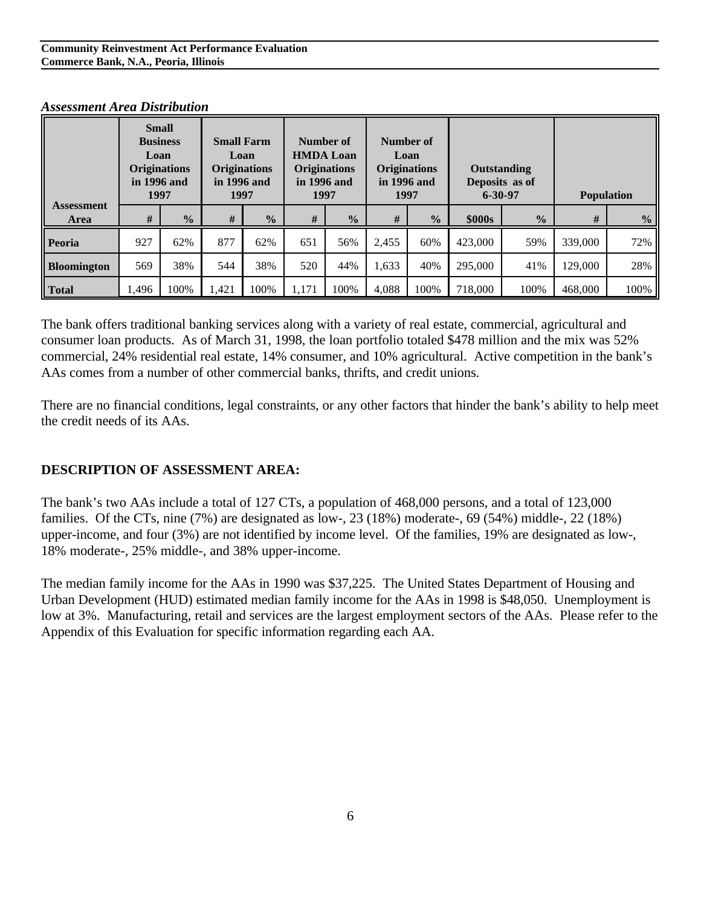*Assessment Area Distribution*

| Assessment Area | Small Business Loan Originations in 1996 and 1997 | | Small Farm Loan Originations in 1996 and 1997 | | Number of HMDA Loan Originations in 1996 and 1997 | | Number of Loan Originations in 1996 and 1997 | | Outstanding Deposits as of 6-30-97 | | Population | |
|---|---|---|---|---|---|---|---|---|---|---|---|---|
| | # | % | # | % | # | % | # | % | $000s | % | # | % |
| **Peoria** | 927 | 62% | 877 | 62% | 651 | 56% | 2,455 | 60% | 423,000 | 59% | 339,000 | 72% |
| **Bloomington** | 569 | 38% | 544 | 38% | 520 | 44% | 1,633 | 40% | 295,000 | 41% | 129,000 | 28% |
| **Total** | 1,496 | 100% | 1,421 | 100% | 1,171 | 100% | 4,088 | 100% | 718,000 | 100% | 468,000 | 100% |

The bank offers traditional banking services along with a variety of real estate, commercial, agricultural and consumer loan products. As of March 31, 1998, the loan portfolio totaled $478 million and the mix was 52% commercial, 24% residential real estate, 14% consumer, and 10% agricultural. Active competition in the bank's AAs comes from a number of other commercial banks, thrifts, and credit unions.

There are no financial conditions, legal constraints, or any other factors that hinder the bank's ability to help meet the credit needs of its AAs.

## DESCRIPTION OF ASSESSMENT AREA:

The bank's two AAs include a total of 127 CTs, a population of 468,000 persons, and a total of 123,000 families. Of the CTs, nine (7%) are designated as low-, 23 (18%) moderate-, 69 (54%) middle-, 22 (18%) upper-income, and four (3%) are not identified by income level. Of the families, 19% are designated as low-, 18% moderate-, 25% middle-, and 38% upper-income.

The median family income for the AAs in 1990 was $37,225. The United States Department of Housing and Urban Development (HUD) estimated median family income for the AAs in 1998 is $48,050. Unemployment is low at 3%. Manufacturing, retail and services are the largest employment sectors of the AAs. Please refer to the Appendix of this Evaluation for specific information regarding each AA.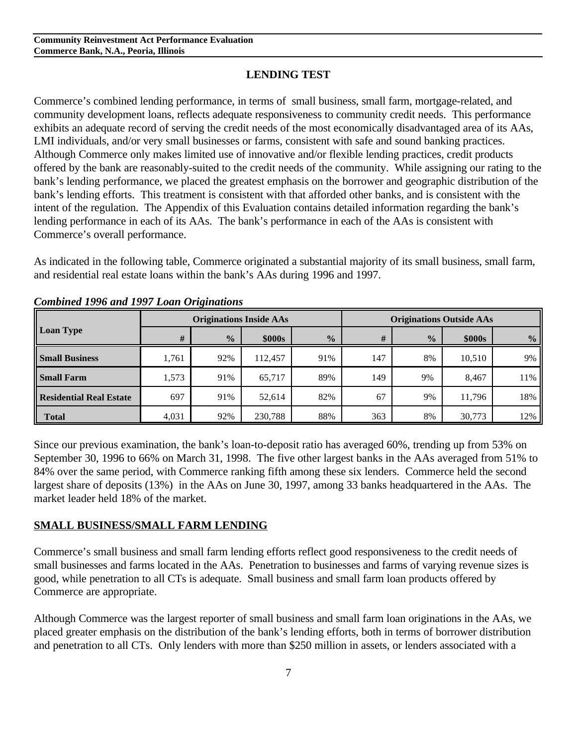## LENDING TEST

Commerce's combined lending performance, in terms of small business, small farm, mortgage-related, and community development loans, reflects adequate responsiveness to community credit needs. This performance exhibits an adequate record of serving the credit needs of the most economically disadvantaged area of its AAs, LMI individuals, and/or very small businesses or farms, consistent with safe and sound banking practices. Although Commerce only makes limited use of innovative and/or flexible lending practices, credit products offered by the bank are reasonably-suited to the credit needs of the community. While assigning our rating to the bank's lending performance, we placed the greatest emphasis on the borrower and geographic distribution of the bank's lending efforts. This treatment is consistent with that afforded other banks, and is consistent with the intent of the regulation. The Appendix of this Evaluation contains detailed information regarding the bank's lending performance in each of its AAs. The bank's performance in each of the AAs is consistent with Commerce's overall performance.

As indicated in the following table, Commerce originated a substantial majority of its small business, small farm, and residential real estate loans within the bank's AAs during 1996 and 1997.

*Combined 1996 and 1997 Loan Originations*

| Loan Type | Originations Inside AAs | | | | Originations Outside AAs | | | |
|---|---|---|---|---|---|---|---|---|
| | # | % | $000s | % | # | % | $000s | % |
| **Small Business** | 1,761 | 92% | 112,457 | 91% | 147 | 8% | 10,510 | 9% |
| **Small Farm** | 1,573 | 91% | 65,717 | 89% | 149 | 9% | 8,467 | 11% |
| **Residential Real Estate** | 697 | 91% | 52,614 | 82% | 67 | 9% | 11,796 | 18% |
| **Total** | 4,031 | 92% | 230,788 | 88% | 363 | 8% | 30,773 | 12% |

Since our previous examination, the bank's loan-to-deposit ratio has averaged 60%, trending up from 53% on September 30, 1996 to 66% on March 31, 1998. The five other largest banks in the AAs averaged from 51% to 84% over the same period, with Commerce ranking fifth among these six lenders. Commerce held the second largest share of deposits (13%) in the AAs on June 30, 1997, among 33 banks headquartered in the AAs. The market leader held 18% of the market.

## SMALL BUSINESS/SMALL FARM LENDING

Commerce's small business and small farm lending efforts reflect good responsiveness to the credit needs of small businesses and farms located in the AAs. Penetration to businesses and farms of varying revenue sizes is good, while penetration to all CTs is adequate. Small business and small farm loan products offered by Commerce are appropriate.

Although Commerce was the largest reporter of small business and small farm loan originations in the AAs, we placed greater emphasis on the distribution of the bank's lending efforts, both in terms of borrower distribution and penetration to all CTs. Only lenders with more than $250 million in assets, or lenders associated with a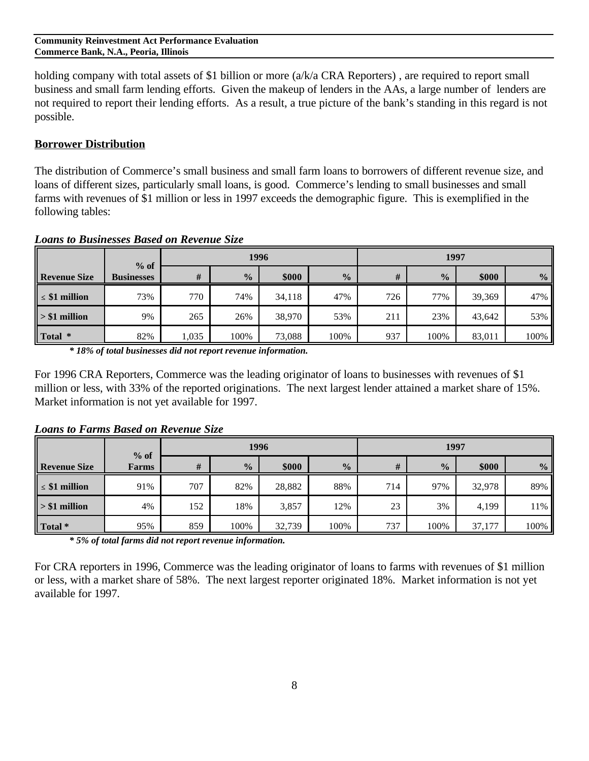holding company with total assets of $1 billion or more (a/k/a CRA Reporters) , are required to report small business and small farm lending efforts. Given the makeup of lenders in the AAs, a large number of lenders are not required to report their lending efforts. As a result, a true picture of the bank's standing in this regard is not possible.

## Borrower Distribution

The distribution of Commerce's small business and small farm loans to borrowers of different revenue size, and loans of different sizes, particularly small loans, is good. Commerce's lending to small businesses and small farms with revenues of $1 million or less in 1997 exceeds the demographic figure. This is exemplified in the following tables:

***Loans to Businesses Based on Revenue Size***

| Revenue Size | % of Businesses | 1996 | | | | 1997 | | | |
|---|---|---|---|---|---|---|---|---|---|
| | | # | % | $000 | % | # | % | $000 | % |
| ≤ $1 million | 73% | 770 | 74% | 34,118 | 47% | 726 | 77% | 39,369 | 47% |
| > $1 million | 9% | 265 | 26% | 38,970 | 53% | 211 | 23% | 43,642 | 53% |
| Total * | 82% | 1,035 | 100% | 73,088 | 100% | 937 | 100% | 83,011 | 100% |

***\* 18% of total businesses did not report revenue information.***

For 1996 CRA Reporters, Commerce was the leading originator of loans to businesses with revenues of $1 million or less, with 33% of the reported originations. The next largest lender attained a market share of 15%. Market information is not yet available for 1997.

***Loans to Farms Based on Revenue Size***

| Revenue Size | % of Farms | 1996 | | | | 1997 | | | |
|---|---|---|---|---|---|---|---|---|---|
| | | # | % | $000 | % | # | % | $000 | % |
| ≤ $1 million | 91% | 707 | 82% | 28,882 | 88% | 714 | 97% | 32,978 | 89% |
| > $1 million | 4% | 152 | 18% | 3,857 | 12% | 23 | 3% | 4,199 | 11% |
| Total * | 95% | 859 | 100% | 32,739 | 100% | 737 | 100% | 37,177 | 100% |

***\* 5% of total farms did not report revenue information.***

For CRA reporters in 1996, Commerce was the leading originator of loans to farms with revenues of $1 million or less, with a market share of 58%. The next largest reporter originated 18%. Market information is not yet available for 1997.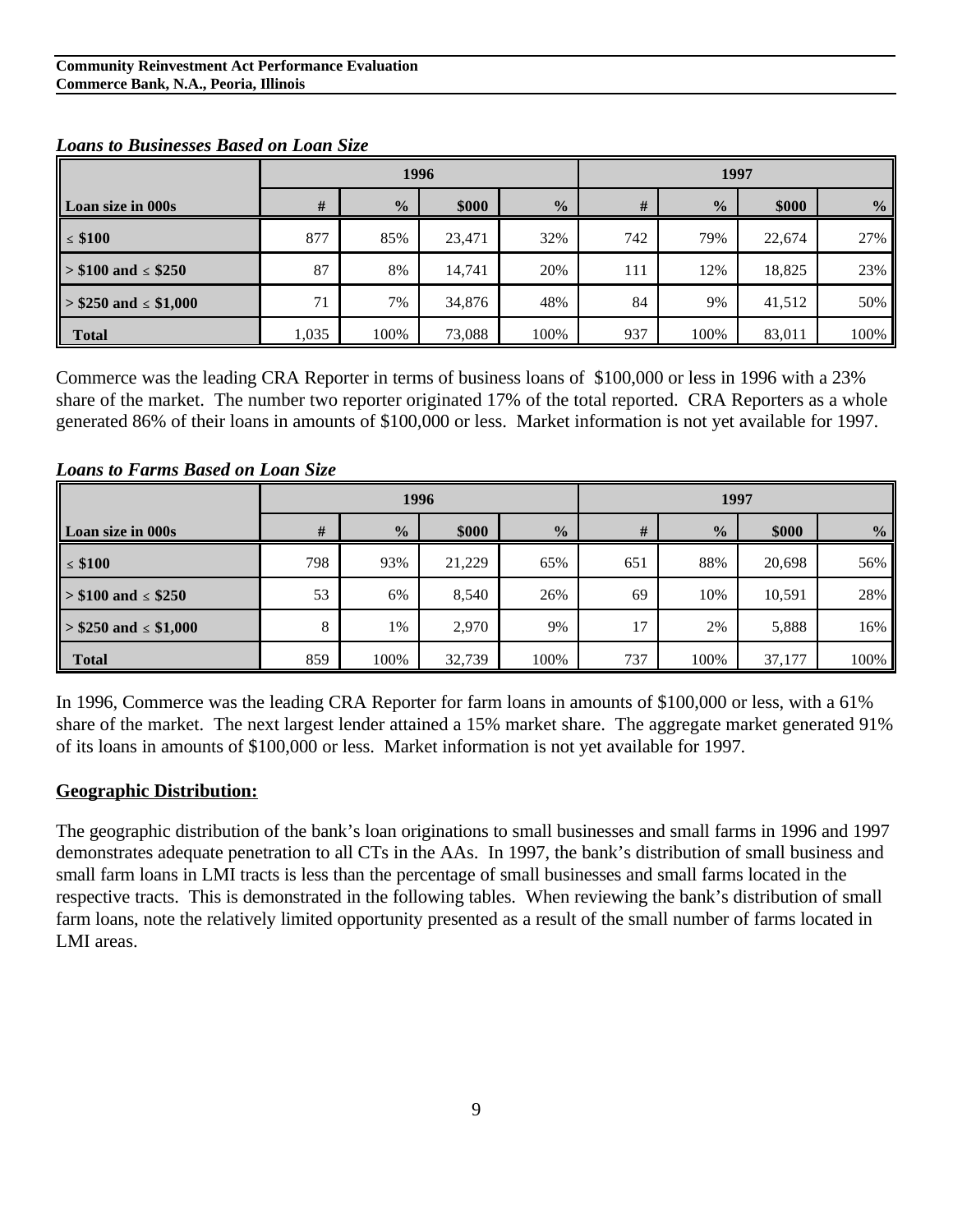***Loans to Businesses Based on Loan Size***

| | 1996 | | | | 1997 | | | |
|---|---|---|---|---|---|---|---|---|
| **Loan size in 000s** | **#** | **%** | **$000** | **%** | **#** | **%** | **$000** | **%** |
| **≤ $100** | 877 | 85% | 23,471 | 32% | 742 | 79% | 22,674 | 27% |
| **> $100 and ≤ $250** | 87 | 8% | 14,741 | 20% | 111 | 12% | 18,825 | 23% |
| **> $250 and ≤ $1,000** | 71 | 7% | 34,876 | 48% | 84 | 9% | 41,512 | 50% |
| **Total** | 1,035 | 100% | 73,088 | 100% | 937 | 100% | 83,011 | 100% |

Commerce was the leading CRA Reporter in terms of business loans of $100,000 or less in 1996 with a 23% share of the market. The number two reporter originated 17% of the total reported. CRA Reporters as a whole generated 86% of their loans in amounts of $100,000 or less. Market information is not yet available for 1997.

***Loans to Farms Based on Loan Size***

| | 1996 | | | | 1997 | | | |
|---|---|---|---|---|---|---|---|---|
| **Loan size in 000s** | **#** | **%** | **$000** | **%** | **#** | **%** | **$000** | **%** |
| **≤ $100** | 798 | 93% | 21,229 | 65% | 651 | 88% | 20,698 | 56% |
| **> $100 and ≤ $250** | 53 | 6% | 8,540 | 26% | 69 | 10% | 10,591 | 28% |
| **> $250 and ≤ $1,000** | 8 | 1% | 2,970 | 9% | 17 | 2% | 5,888 | 16% |
| **Total** | 859 | 100% | 32,739 | 100% | 737 | 100% | 37,177 | 100% |

In 1996, Commerce was the leading CRA Reporter for farm loans in amounts of $100,000 or less, with a 61% share of the market. The next largest lender attained a 15% market share. The aggregate market generated 91% of its loans in amounts of $100,000 or less. Market information is not yet available for 1997.

**Geographic Distribution:**

The geographic distribution of the bank's loan originations to small businesses and small farms in 1996 and 1997 demonstrates adequate penetration to all CTs in the AAs. In 1997, the bank's distribution of small business and small farm loans in LMI tracts is less than the percentage of small businesses and small farms located in the respective tracts. This is demonstrated in the following tables. When reviewing the bank's distribution of small farm loans, note the relatively limited opportunity presented as a result of the small number of farms located in LMI areas.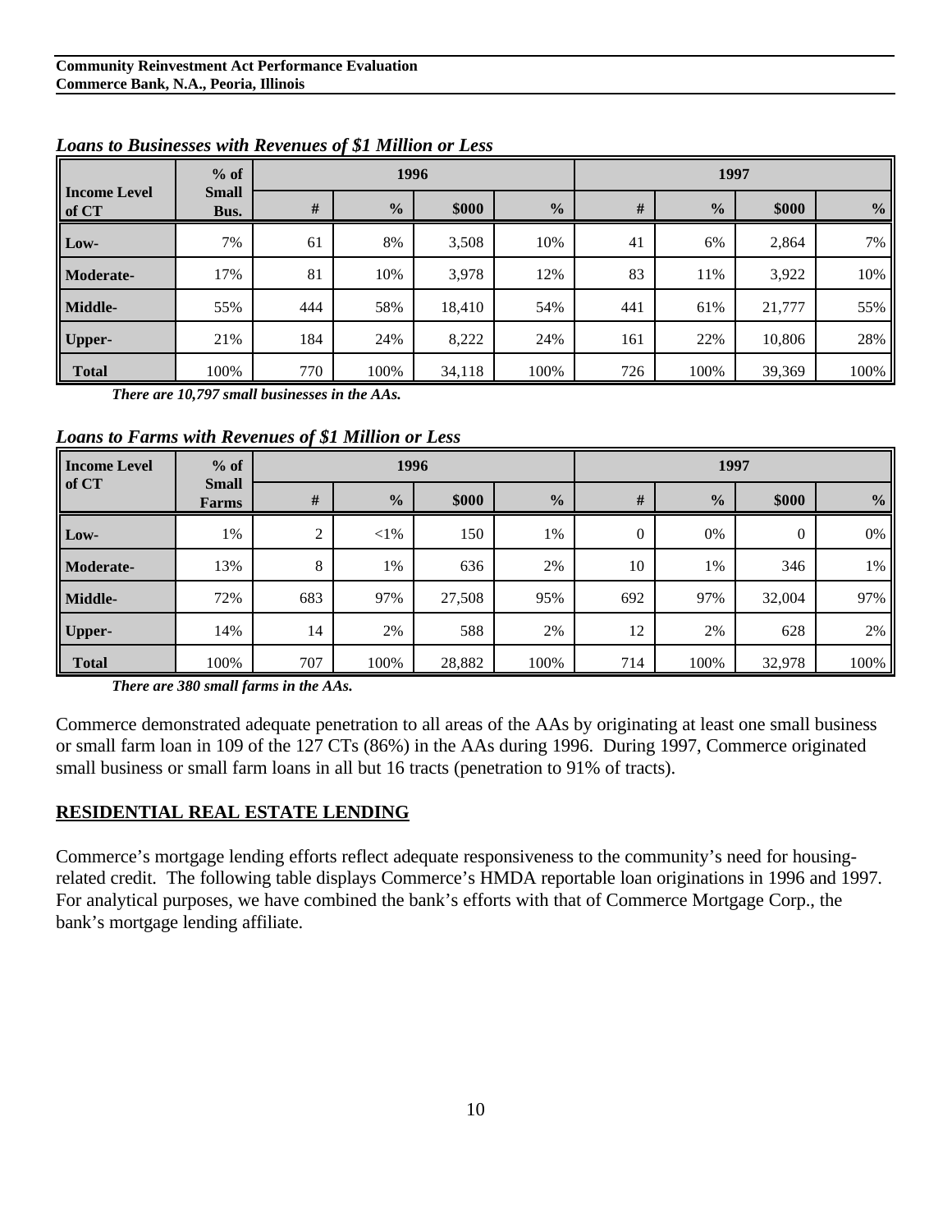*Loans to Businesses with Revenues of $1 Million or Less*

| Income Level of CT | % of Small Bus. | 1996 | | | | 1997 | | | |
|---|---|---|---|---|---|---|---|---|---|
| | | # | % | $000 | % | # | % | $000 | % |
| **Low-** | 7% | 61 | 8% | 3,508 | 10% | 41 | 6% | 2,864 | 7% |
| **Moderate-** | 17% | 81 | 10% | 3,978 | 12% | 83 | 11% | 3,922 | 10% |
| **Middle-** | 55% | 444 | 58% | 18,410 | 54% | 441 | 61% | 21,777 | 55% |
| **Upper-** | 21% | 184 | 24% | 8,222 | 24% | 161 | 22% | 10,806 | 28% |
| **Total** | 100% | 770 | 100% | 34,118 | 100% | 726 | 100% | 39,369 | 100% |

***There are 10,797 small businesses in the AAs.***

*Loans to Farms with Revenues of $1 Million or Less*

| Income Level of CT | % of Small Farms | 1996 | | | | 1997 | | | |
|---|---|---|---|---|---|---|---|---|---|
| | | # | % | $000 | % | # | % | $000 | % |
| **Low-** | 1% | 2 | <1% | 150 | 1% | 0 | 0% | 0 | 0% |
| **Moderate-** | 13% | 8 | 1% | 636 | 2% | 10 | 1% | 346 | 1% |
| **Middle-** | 72% | 683 | 97% | 27,508 | 95% | 692 | 97% | 32,004 | 97% |
| **Upper-** | 14% | 14 | 2% | 588 | 2% | 12 | 2% | 628 | 2% |
| **Total** | 100% | 707 | 100% | 28,882 | 100% | 714 | 100% | 32,978 | 100% |

***There are 380 small farms in the AAs.***

Commerce demonstrated adequate penetration to all areas of the AAs by originating at least one small business or small farm loan in 109 of the 127 CTs (86%) in the AAs during 1996. During 1997, Commerce originated small business or small farm loans in all but 16 tracts (penetration to 91% of tracts).

## RESIDENTIAL REAL ESTATE LENDING

Commerce's mortgage lending efforts reflect adequate responsiveness to the community's need for housing-related credit. The following table displays Commerce's HMDA reportable loan originations in 1996 and 1997. For analytical purposes, we have combined the bank's efforts with that of Commerce Mortgage Corp., the bank's mortgage lending affiliate.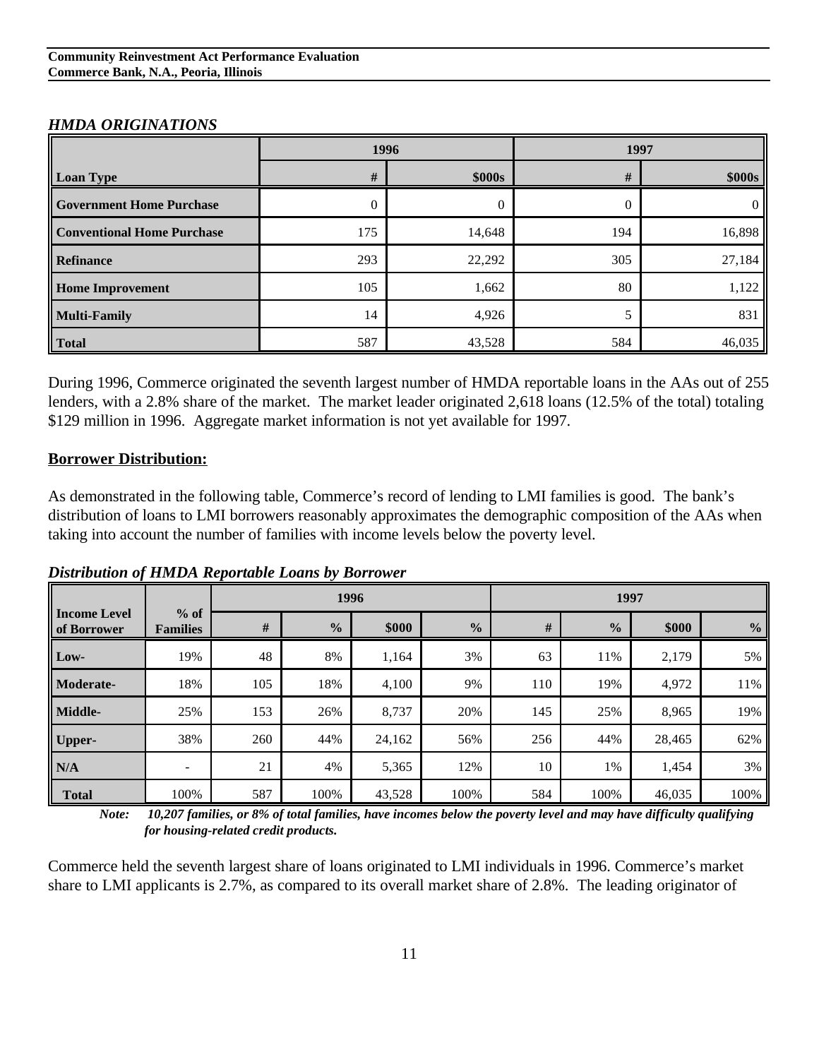### *HMDA ORIGINATIONS*

| Loan Type | 1996 | | 1997 | |
|---|---|---|---|---|
| | # | $000s | # | $000s |
| **Government Home Purchase** | 0 | 0 | 0 | 0 |
| **Conventional Home Purchase** | 175 | 14,648 | 194 | 16,898 |
| **Refinance** | 293 | 22,292 | 305 | 27,184 |
| **Home Improvement** | 105 | 1,662 | 80 | 1,122 |
| **Multi-Family** | 14 | 4,926 | 5 | 831 |
| **Total** | 587 | 43,528 | 584 | 46,035 |

During 1996, Commerce originated the seventh largest number of HMDA reportable loans in the AAs out of 255 lenders, with a 2.8% share of the market. The market leader originated 2,618 loans (12.5% of the total) totaling $129 million in 1996. Aggregate market information is not yet available for 1997.

**Borrower Distribution:**

As demonstrated in the following table, Commerce's record of lending to LMI families is good. The bank's distribution of loans to LMI borrowers reasonably approximates the demographic composition of the AAs when taking into account the number of families with income levels below the poverty level.

### *Distribution of HMDA Reportable Loans by Borrower*

| Income Level of Borrower | % of Families | 1996 | | | | 1997 | | | |
|---|---|---|---|---|---|---|---|---|---|
| | | # | % | $000 | % | # | % | $000 | % |
| **Low-** | 19% | 48 | 8% | 1,164 | 3% | 63 | 11% | 2,179 | 5% |
| **Moderate-** | 18% | 105 | 18% | 4,100 | 9% | 110 | 19% | 4,972 | 11% |
| **Middle-** | 25% | 153 | 26% | 8,737 | 20% | 145 | 25% | 8,965 | 19% |
| **Upper-** | 38% | 260 | 44% | 24,162 | 56% | 256 | 44% | 28,465 | 62% |
| **N/A** | - | 21 | 4% | 5,365 | 12% | 10 | 1% | 1,454 | 3% |
| **Total** | 100% | 587 | 100% | 43,528 | 100% | 584 | 100% | 46,035 | 100% |

***Note:*** ***10,207 families, or 8% of total families, have incomes below the poverty level and may have difficulty qualifying for housing-related credit products.***

Commerce held the seventh largest share of loans originated to LMI individuals in 1996. Commerce's market share to LMI applicants is 2.7%, as compared to its overall market share of 2.8%. The leading originator of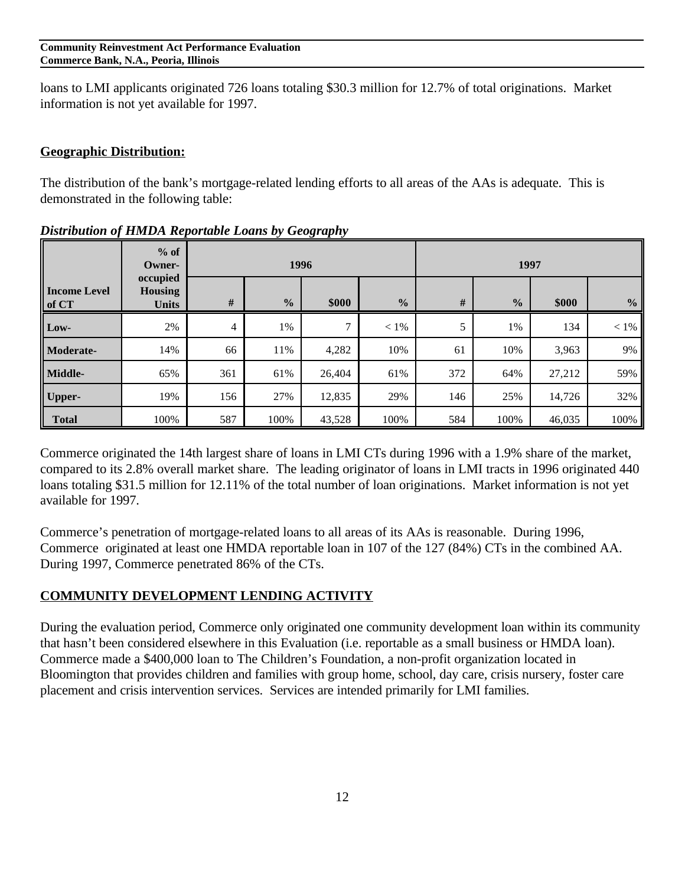loans to LMI applicants originated 726 loans totaling $30.3 million for 12.7% of total originations. Market information is not yet available for 1997.

## Geographic Distribution:

The distribution of the bank's mortgage-related lending efforts to all areas of the AAs is adequate. This is demonstrated in the following table:

***Distribution of HMDA Reportable Loans by Geography***

| Income Level of CT | % of Owner-occupied Housing Units | 1996 | | | | 1997 | | | |
|---|---|---|---|---|---|---|---|---|---|
| | | # | % | $000 | % | # | % | $000 | % |
| **Low-** | 2% | 4 | 1% | 7 | < 1% | 5 | 1% | 134 | < 1% |
| **Moderate-** | 14% | 66 | 11% | 4,282 | 10% | 61 | 10% | 3,963 | 9% |
| **Middle-** | 65% | 361 | 61% | 26,404 | 61% | 372 | 64% | 27,212 | 59% |
| **Upper-** | 19% | 156 | 27% | 12,835 | 29% | 146 | 25% | 14,726 | 32% |
| **Total** | 100% | 587 | 100% | 43,528 | 100% | 584 | 100% | 46,035 | 100% |

Commerce originated the 14th largest share of loans in LMI CTs during 1996 with a 1.9% share of the market, compared to its 2.8% overall market share. The leading originator of loans in LMI tracts in 1996 originated 440 loans totaling $31.5 million for 12.11% of the total number of loan originations. Market information is not yet available for 1997.

Commerce's penetration of mortgage-related loans to all areas of its AAs is reasonable. During 1996, Commerce originated at least one HMDA reportable loan in 107 of the 127 (84%) CTs in the combined AA. During 1997, Commerce penetrated 86% of the CTs.

## COMMUNITY DEVELOPMENT LENDING ACTIVITY

During the evaluation period, Commerce only originated one community development loan within its community that hasn't been considered elsewhere in this Evaluation (i.e. reportable as a small business or HMDA loan). Commerce made a $400,000 loan to The Children's Foundation, a non-profit organization located in Bloomington that provides children and families with group home, school, day care, crisis nursery, foster care placement and crisis intervention services. Services are intended primarily for LMI families.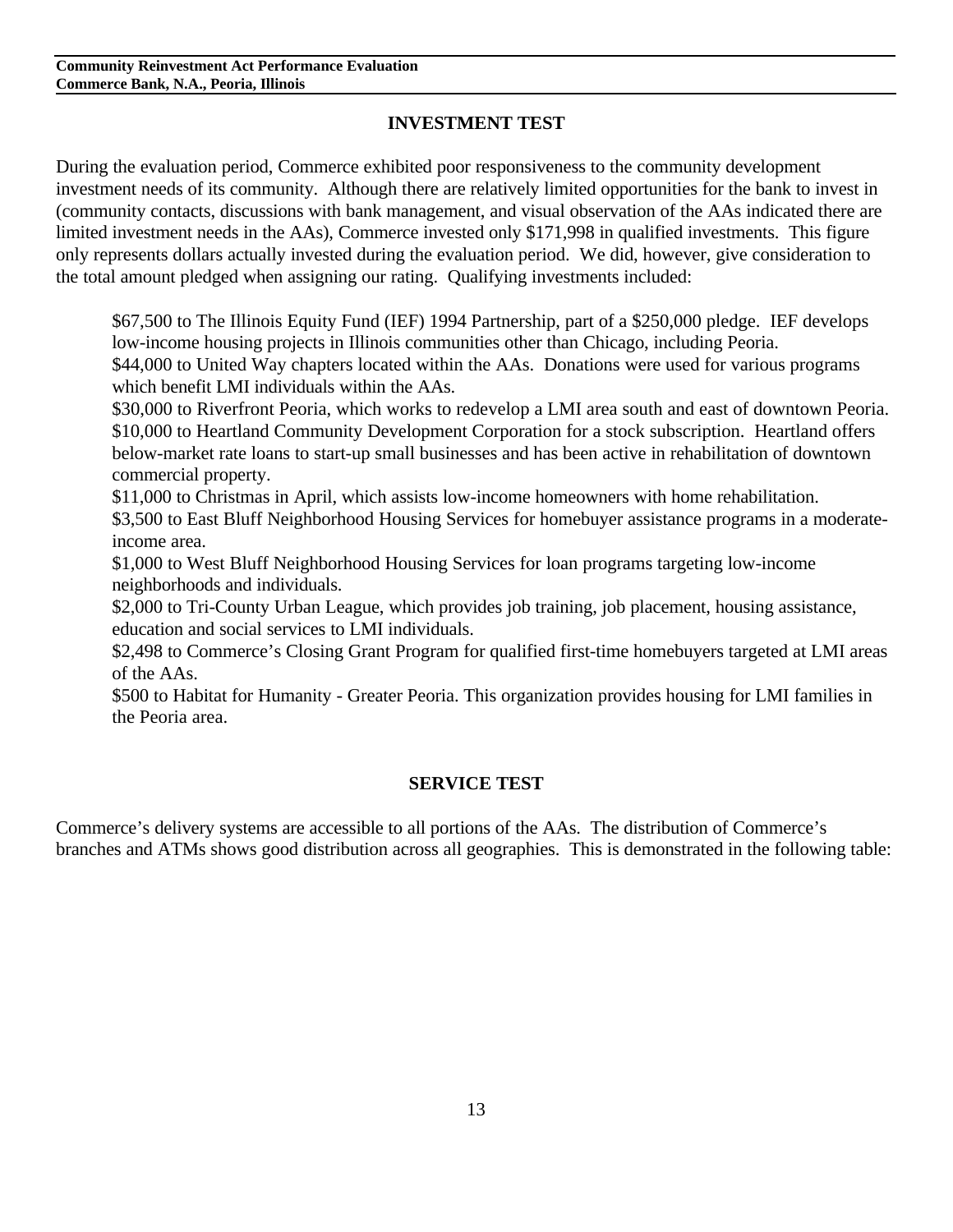## INVESTMENT TEST

During the evaluation period, Commerce exhibited poor responsiveness to the community development investment needs of its community. Although there are relatively limited opportunities for the bank to invest in (community contacts, discussions with bank management, and visual observation of the AAs indicated there are limited investment needs in the AAs), Commerce invested only $171,998 in qualified investments. This figure only represents dollars actually invested during the evaluation period. We did, however, give consideration to the total amount pledged when assigning our rating. Qualifying investments included:

$67,500 to The Illinois Equity Fund (IEF) 1994 Partnership, part of a $250,000 pledge. IEF develops low-income housing projects in Illinois communities other than Chicago, including Peoria.
$44,000 to United Way chapters located within the AAs. Donations were used for various programs which benefit LMI individuals within the AAs.
$30,000 to Riverfront Peoria, which works to redevelop a LMI area south and east of downtown Peoria.
$10,000 to Heartland Community Development Corporation for a stock subscription. Heartland offers below-market rate loans to start-up small businesses and has been active in rehabilitation of downtown commercial property.
$11,000 to Christmas in April, which assists low-income homeowners with home rehabilitation.
$3,500 to East Bluff Neighborhood Housing Services for homebuyer assistance programs in a moderate-income area.
$1,000 to West Bluff Neighborhood Housing Services for loan programs targeting low-income neighborhoods and individuals.
$2,000 to Tri-County Urban League, which provides job training, job placement, housing assistance, education and social services to LMI individuals.
$2,498 to Commerce's Closing Grant Program for qualified first-time homebuyers targeted at LMI areas of the AAs.
$500 to Habitat for Humanity - Greater Peoria. This organization provides housing for LMI families in the Peoria area.

## SERVICE TEST

Commerce's delivery systems are accessible to all portions of the AAs. The distribution of Commerce's branches and ATMs shows good distribution across all geographies. This is demonstrated in the following table: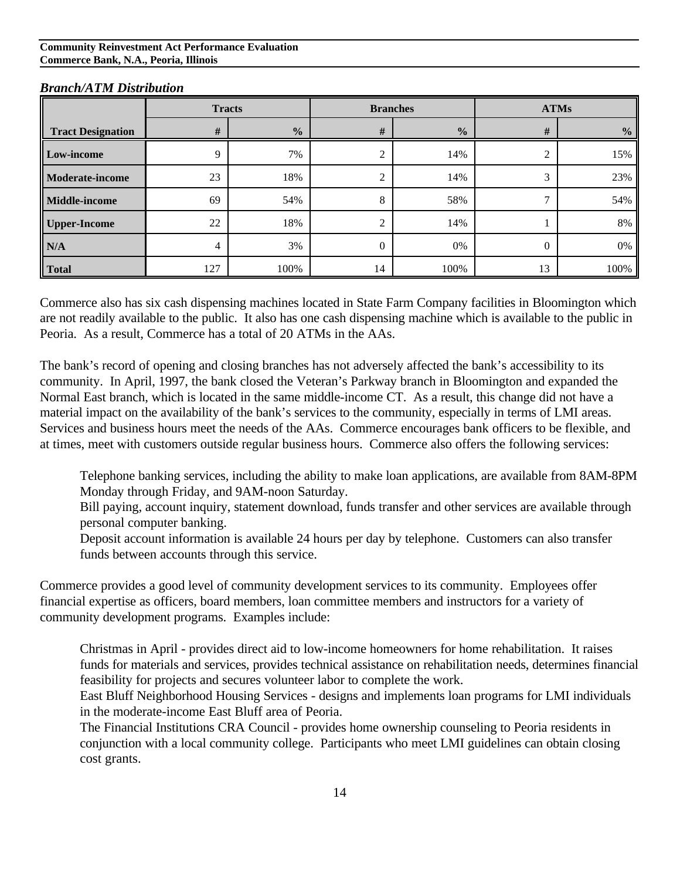***Branch/ATM Distribution***

| Tract Designation | Tracts | | Branches | | ATMs | |
|---|---|---|---|---|---|---|
| | # | % | # | % | # | % |
| **Low-income** | 9 | 7% | 2 | 14% | 2 | 15% |
| **Moderate-income** | 23 | 18% | 2 | 14% | 3 | 23% |
| **Middle-income** | 69 | 54% | 8 | 58% | 7 | 54% |
| **Upper-Income** | 22 | 18% | 2 | 14% | 1 | 8% |
| **N/A** | 4 | 3% | 0 | 0% | 0 | 0% |
| **Total** | 127 | 100% | 14 | 100% | 13 | 100% |

Commerce also has six cash dispensing machines located in State Farm Company facilities in Bloomington which are not readily available to the public. It also has one cash dispensing machine which is available to the public in Peoria. As a result, Commerce has a total of 20 ATMs in the AAs.

The bank's record of opening and closing branches has not adversely affected the bank's accessibility to its community. In April, 1997, the bank closed the Veteran's Parkway branch in Bloomington and expanded the Normal East branch, which is located in the same middle-income CT. As a result, this change did not have a material impact on the availability of the bank's services to the community, especially in terms of LMI areas. Services and business hours meet the needs of the AAs. Commerce encourages bank officers to be flexible, and at times, meet with customers outside regular business hours. Commerce also offers the following services:

Telephone banking services, including the ability to make loan applications, are available from 8AM-8PM Monday through Friday, and 9AM-noon Saturday.
Bill paying, account inquiry, statement download, funds transfer and other services are available through personal computer banking.
Deposit account information is available 24 hours per day by telephone. Customers can also transfer funds between accounts through this service.

Commerce provides a good level of community development services to its community. Employees offer financial expertise as officers, board members, loan committee members and instructors for a variety of community development programs. Examples include:

Christmas in April - provides direct aid to low-income homeowners for home rehabilitation. It raises funds for materials and services, provides technical assistance on rehabilitation needs, determines financial feasibility for projects and secures volunteer labor to complete the work.
East Bluff Neighborhood Housing Services - designs and implements loan programs for LMI individuals in the moderate-income East Bluff area of Peoria.
The Financial Institutions CRA Council - provides home ownership counseling to Peoria residents in conjunction with a local community college. Participants who meet LMI guidelines can obtain closing cost grants.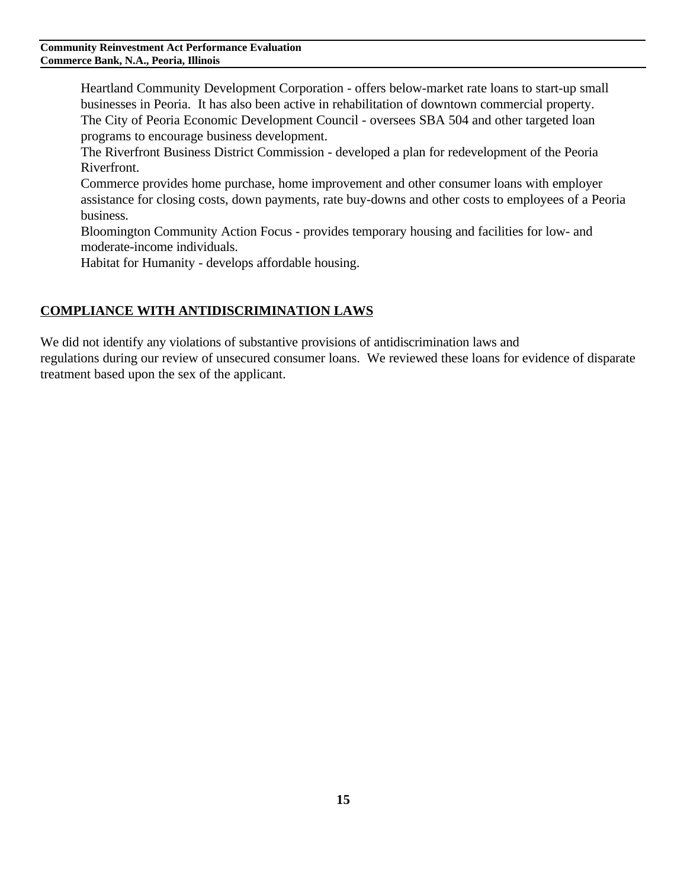Heartland Community Development Corporation - offers below-market rate loans to start-up small businesses in Peoria. It has also been active in rehabilitation of downtown commercial property.

The City of Peoria Economic Development Council - oversees SBA 504 and other targeted loan programs to encourage business development.

The Riverfront Business District Commission - developed a plan for redevelopment of the Peoria Riverfront.

Commerce provides home purchase, home improvement and other consumer loans with employer assistance for closing costs, down payments, rate buy-downs and other costs to employees of a Peoria business.

Bloomington Community Action Focus - provides temporary housing and facilities for low- and moderate-income individuals.

Habitat for Humanity - develops affordable housing.

## COMPLIANCE WITH ANTIDISCRIMINATION LAWS

We did not identify any violations of substantive provisions of antidiscrimination laws and regulations during our review of unsecured consumer loans. We reviewed these loans for evidence of disparate treatment based upon the sex of the applicant.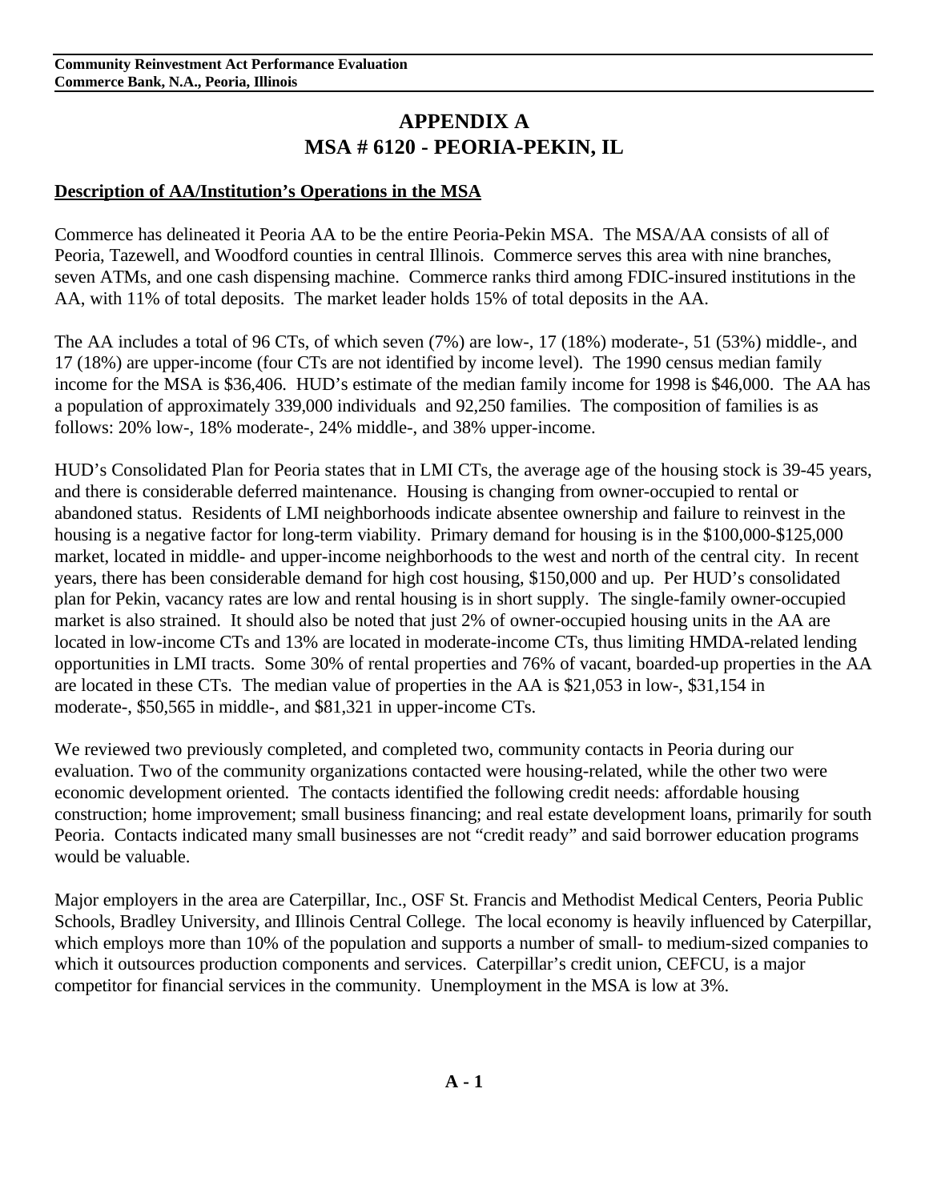# APPENDIX A
## MSA # 6120 - PEORIA-PEKIN, IL

**Description of AA/Institution's Operations in the MSA**

Commerce has delineated it Peoria AA to be the entire Peoria-Pekin MSA. The MSA/AA consists of all of Peoria, Tazewell, and Woodford counties in central Illinois. Commerce serves this area with nine branches, seven ATMs, and one cash dispensing machine. Commerce ranks third among FDIC-insured institutions in the AA, with 11% of total deposits. The market leader holds 15% of total deposits in the AA.

The AA includes a total of 96 CTs, of which seven (7%) are low-, 17 (18%) moderate-, 51 (53%) middle-, and 17 (18%) are upper-income (four CTs are not identified by income level). The 1990 census median family income for the MSA is $36,406. HUD's estimate of the median family income for 1998 is $46,000. The AA has a population of approximately 339,000 individuals and 92,250 families. The composition of families is as follows: 20% low-, 18% moderate-, 24% middle-, and 38% upper-income.

HUD's Consolidated Plan for Peoria states that in LMI CTs, the average age of the housing stock is 39-45 years, and there is considerable deferred maintenance. Housing is changing from owner-occupied to rental or abandoned status. Residents of LMI neighborhoods indicate absentee ownership and failure to reinvest in the housing is a negative factor for long-term viability. Primary demand for housing is in the $100,000-$125,000 market, located in middle- and upper-income neighborhoods to the west and north of the central city. In recent years, there has been considerable demand for high cost housing, $150,000 and up. Per HUD's consolidated plan for Pekin, vacancy rates are low and rental housing is in short supply. The single-family owner-occupied market is also strained. It should also be noted that just 2% of owner-occupied housing units in the AA are located in low-income CTs and 13% are located in moderate-income CTs, thus limiting HMDA-related lending opportunities in LMI tracts. Some 30% of rental properties and 76% of vacant, boarded-up properties in the AA are located in these CTs. The median value of properties in the AA is $21,053 in low-, $31,154 in moderate-, $50,565 in middle-, and $81,321 in upper-income CTs.

We reviewed two previously completed, and completed two, community contacts in Peoria during our evaluation. Two of the community organizations contacted were housing-related, while the other two were economic development oriented. The contacts identified the following credit needs: affordable housing construction; home improvement; small business financing; and real estate development loans, primarily for south Peoria. Contacts indicated many small businesses are not "credit ready" and said borrower education programs would be valuable.

Major employers in the area are Caterpillar, Inc., OSF St. Francis and Methodist Medical Centers, Peoria Public Schools, Bradley University, and Illinois Central College. The local economy is heavily influenced by Caterpillar, which employs more than 10% of the population and supports a number of small- to medium-sized companies to which it outsources production components and services. Caterpillar's credit union, CEFCU, is a major competitor for financial services in the community. Unemployment in the MSA is low at 3%.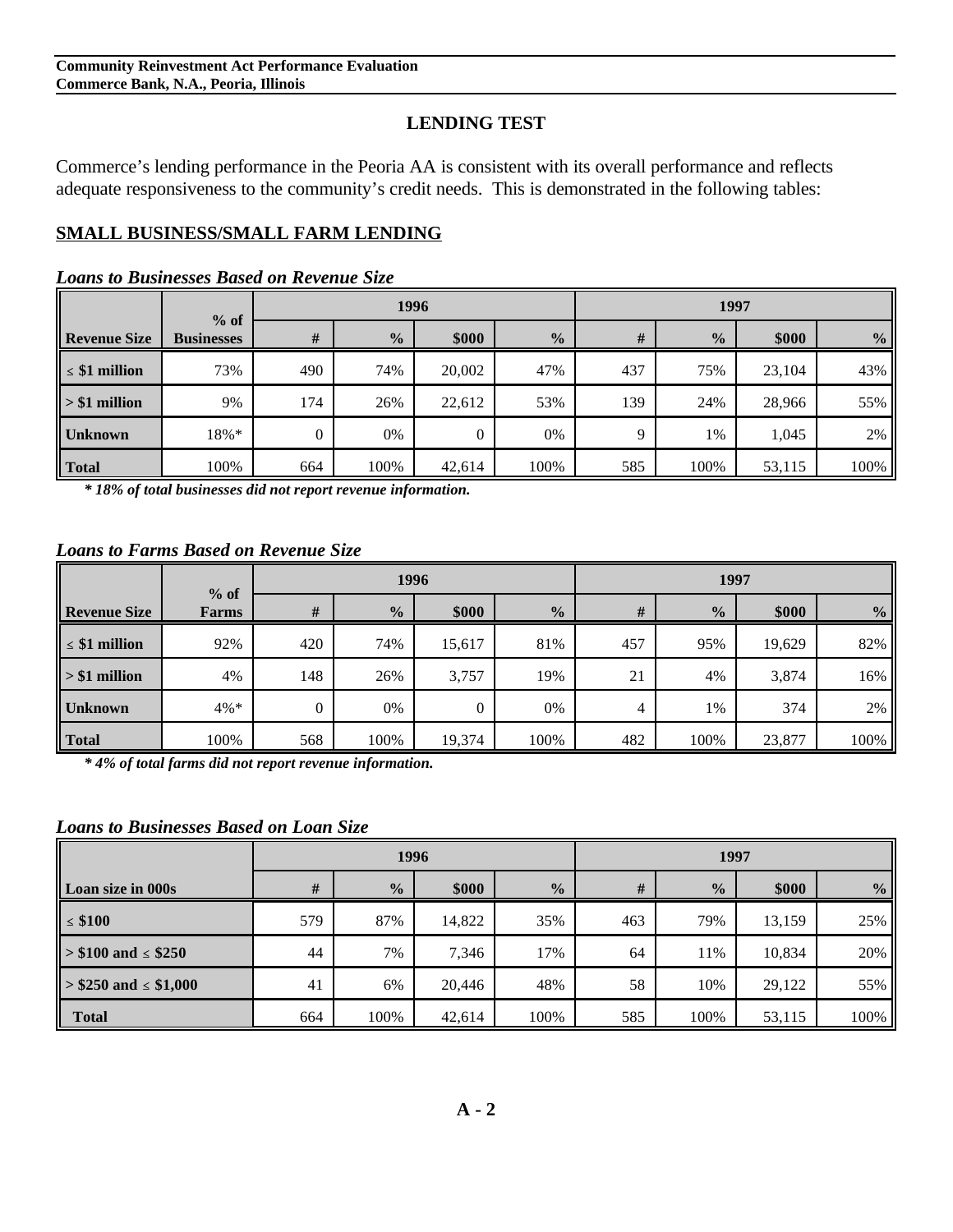## LENDING TEST

Commerce's lending performance in the Peoria AA is consistent with its overall performance and reflects adequate responsiveness to the community's credit needs. This is demonstrated in the following tables:

### SMALL BUSINESS/SMALL FARM LENDING

***Loans to Businesses Based on Revenue Size***

| Revenue Size | % of Businesses | 1996 | | | | 1997 | | | |
|---|---|---|---|---|---|---|---|---|---|
| | | # | % | $000 | % | # | % | $000 | % |
| ≤ $1 million | 73% | 490 | 74% | 20,002 | 47% | 437 | 75% | 23,104 | 43% |
| > $1 million | 9% | 174 | 26% | 22,612 | 53% | 139 | 24% | 28,966 | 55% |
| Unknown | 18%* | 0 | 0% | 0 | 0% | 9 | 1% | 1,045 | 2% |
| Total | 100% | 664 | 100% | 42,614 | 100% | 585 | 100% | 53,115 | 100% |

***\* 18% of total businesses did not report revenue information.***

***Loans to Farms Based on Revenue Size***

| Revenue Size | % of Farms | 1996 | | | | 1997 | | | |
|---|---|---|---|---|---|---|---|---|---|
| | | # | % | $000 | % | # | % | $000 | % |
| ≤ $1 million | 92% | 420 | 74% | 15,617 | 81% | 457 | 95% | 19,629 | 82% |
| > $1 million | 4% | 148 | 26% | 3,757 | 19% | 21 | 4% | 3,874 | 16% |
| Unknown | 4%* | 0 | 0% | 0 | 0% | 4 | 1% | 374 | 2% |
| Total | 100% | 568 | 100% | 19,374 | 100% | 482 | 100% | 23,877 | 100% |

***\* 4% of total farms did not report revenue information.***

***Loans to Businesses Based on Loan Size***

| Loan size in 000s | 1996 | | | | 1997 | | | |
|---|---|---|---|---|---|---|---|---|
| | # | % | $000 | % | # | % | $000 | % |
| ≤ $100 | 579 | 87% | 14,822 | 35% | 463 | 79% | 13,159 | 25% |
| > $100 and ≤ $250 | 44 | 7% | 7,346 | 17% | 64 | 11% | 10,834 | 20% |
| > $250 and ≤ $1,000 | 41 | 6% | 20,446 | 48% | 58 | 10% | 29,122 | 55% |
| Total | 664 | 100% | 42,614 | 100% | 585 | 100% | 53,115 | 100% |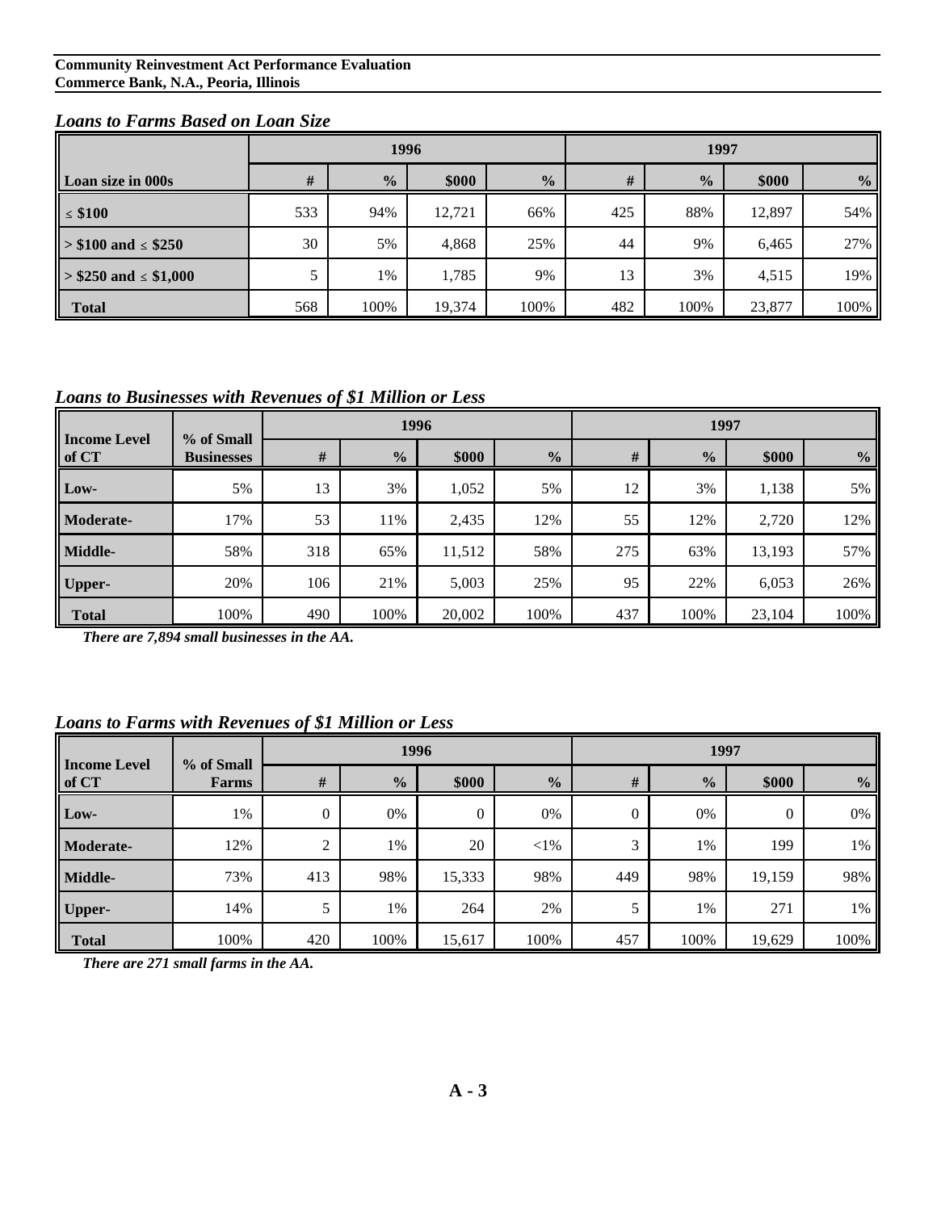### *Loans to Farms Based on Loan Size*

| Loan size in 000s | 1996 | | | | 1997 | | | |
|---|---|---|---|---|---|---|---|---|
| | # | % | $000 | % | # | % | $000 | % |
| ≤ $100 | 533 | 94% | 12,721 | 66% | 425 | 88% | 12,897 | 54% |
| > $100 and ≤ $250 | 30 | 5% | 4,868 | 25% | 44 | 9% | 6,465 | 27% |
| > $250 and ≤ $1,000 | 5 | 1% | 1,785 | 9% | 13 | 3% | 4,515 | 19% |
| **Total** | 568 | 100% | 19,374 | 100% | 482 | 100% | 23,877 | 100% |

### *Loans to Businesses with Revenues of $1 Million or Less*

| Income Level of CT | % of Small Businesses | 1996 | | | | 1997 | | | |
|---|---|---|---|---|---|---|---|---|---|
| | | # | % | $000 | % | # | % | $000 | % |
| Low- | 5% | 13 | 3% | 1,052 | 5% | 12 | 3% | 1,138 | 5% |
| Moderate- | 17% | 53 | 11% | 2,435 | 12% | 55 | 12% | 2,720 | 12% |
| Middle- | 58% | 318 | 65% | 11,512 | 58% | 275 | 63% | 13,193 | 57% |
| Upper- | 20% | 106 | 21% | 5,003 | 25% | 95 | 22% | 6,053 | 26% |
| **Total** | 100% | 490 | 100% | 20,002 | 100% | 437 | 100% | 23,104 | 100% |

*There are 7,894 small businesses in the AA.*

### *Loans to Farms with Revenues of $1 Million or Less*

| Income Level of CT | % of Small Farms | 1996 | | | | 1997 | | | |
|---|---|---|---|---|---|---|---|---|---|
| | | # | % | $000 | % | # | % | $000 | % |
| Low- | 1% | 0 | 0% | 0 | 0% | 0 | 0% | 0 | 0% |
| Moderate- | 12% | 2 | 1% | 20 | <1% | 3 | 1% | 199 | 1% |
| Middle- | 73% | 413 | 98% | 15,333 | 98% | 449 | 98% | 19,159 | 98% |
| Upper- | 14% | 5 | 1% | 264 | 2% | 5 | 1% | 271 | 1% |
| **Total** | 100% | 420 | 100% | 15,617 | 100% | 457 | 100% | 19,629 | 100% |

*There are 271 small farms in the AA.*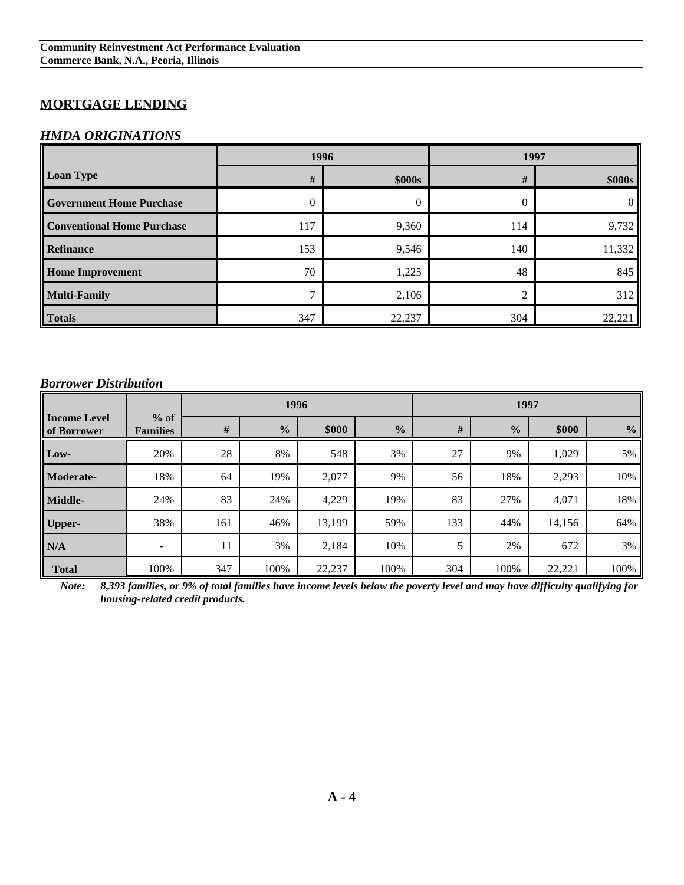## MORTGAGE LENDING

### *HMDA ORIGINATIONS*

| Loan Type | 1996 | | 1997 | |
|---|---|---|---|---|
| | # | $000s | # | $000s |
| **Government Home Purchase** | 0 | 0 | 0 | 0 |
| **Conventional Home Purchase** | 117 | 9,360 | 114 | 9,732 |
| **Refinance** | 153 | 9,546 | 140 | 11,332 |
| **Home Improvement** | 70 | 1,225 | 48 | 845 |
| **Multi-Family** | 7 | 2,106 | 2 | 312 |
| **Totals** | 347 | 22,237 | 304 | 22,221 |

### *Borrower Distribution*

| Income Level of Borrower | % of Families | 1996 | | | | 1997 | | | |
|---|---|---|---|---|---|---|---|---|---|
| | | # | % | $000 | % | # | % | $000 | % |
| **Low-** | 20% | 28 | 8% | 548 | 3% | 27 | 9% | 1,029 | 5% |
| **Moderate-** | 18% | 64 | 19% | 2,077 | 9% | 56 | 18% | 2,293 | 10% |
| **Middle-** | 24% | 83 | 24% | 4,229 | 19% | 83 | 27% | 4,071 | 18% |
| **Upper-** | 38% | 161 | 46% | 13,199 | 59% | 133 | 44% | 14,156 | 64% |
| **N/A** | - | 11 | 3% | 2,184 | 10% | 5 | 2% | 672 | 3% |
| **Total** | 100% | 347 | 100% | 22,237 | 100% | 304 | 100% | 22,221 | 100% |

*Note: 8,393 families, or 9% of total families have income levels below the poverty level and may have difficulty qualifying for housing-related credit products.*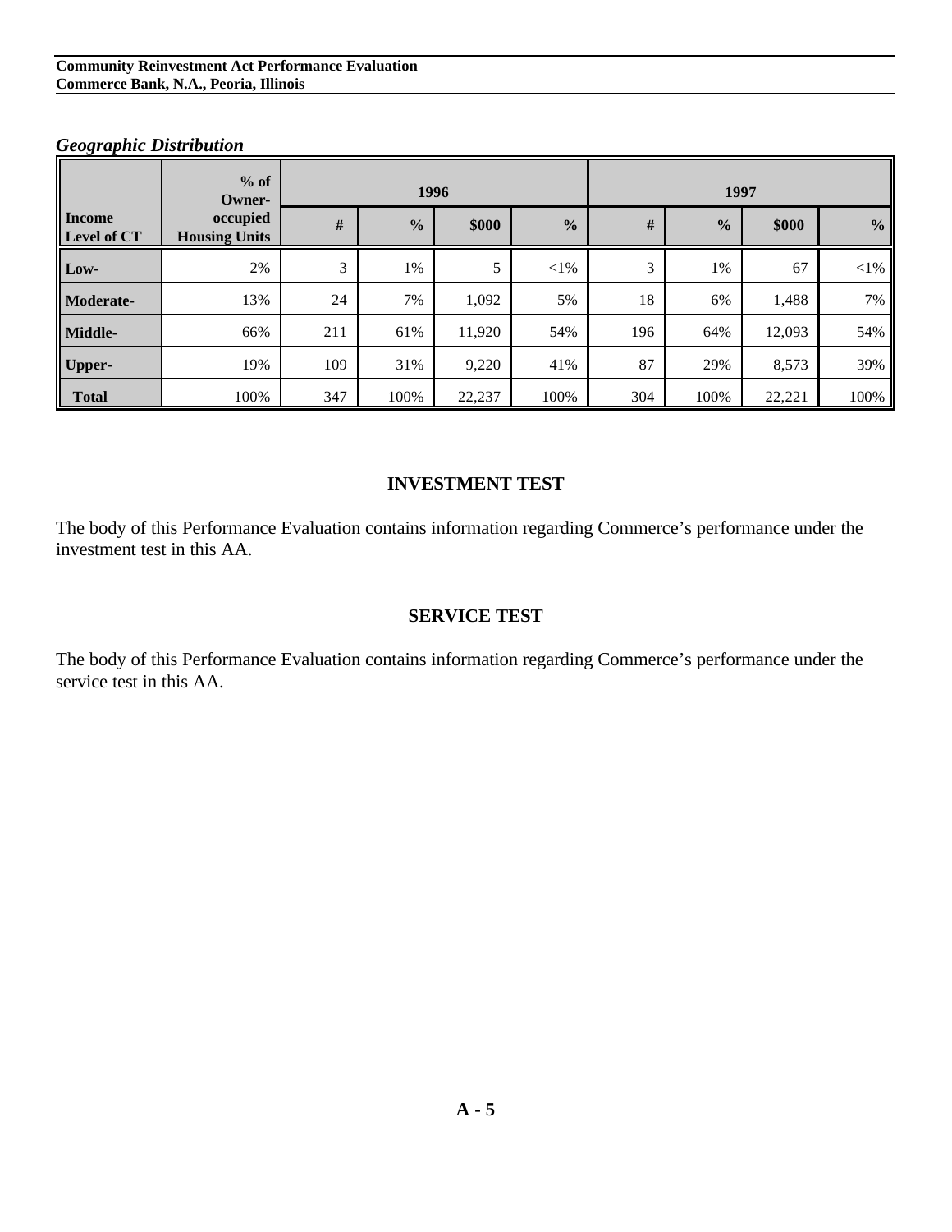### *Geographic Distribution*

| Income Level of CT | % of Owner-occupied Housing Units | 1996 | | | | 1997 | | | |
|---|---|---|---|---|---|---|---|---|---|
| | | # | % | $000 | % | # | % | $000 | % |
| **Low-** | 2% | 3 | 1% | 5 | <1% | 3 | 1% | 67 | <1% |
| **Moderate-** | 13% | 24 | 7% | 1,092 | 5% | 18 | 6% | 1,488 | 7% |
| **Middle-** | 66% | 211 | 61% | 11,920 | 54% | 196 | 64% | 12,093 | 54% |
| **Upper-** | 19% | 109 | 31% | 9,220 | 41% | 87 | 29% | 8,573 | 39% |
| **Total** | 100% | 347 | 100% | 22,237 | 100% | 304 | 100% | 22,221 | 100% |

## INVESTMENT TEST

The body of this Performance Evaluation contains information regarding Commerce's performance under the investment test in this AA.

## SERVICE TEST

The body of this Performance Evaluation contains information regarding Commerce's performance under the service test in this AA.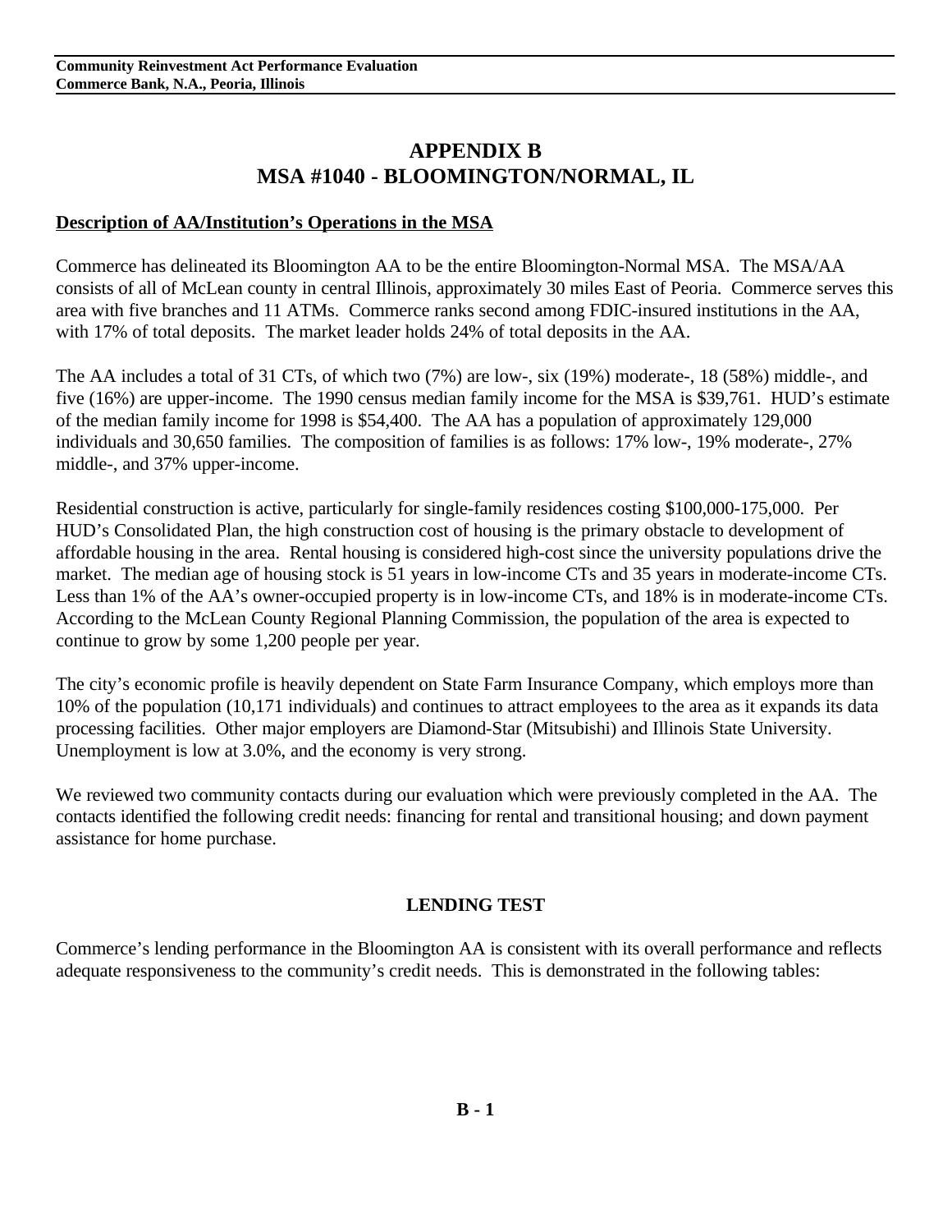# APPENDIX B
# MSA #1040 - BLOOMINGTON/NORMAL, IL

## Description of AA/Institution's Operations in the MSA

Commerce has delineated its Bloomington AA to be the entire Bloomington-Normal MSA. The MSA/AA consists of all of McLean county in central Illinois, approximately 30 miles East of Peoria. Commerce serves this area with five branches and 11 ATMs. Commerce ranks second among FDIC-insured institutions in the AA, with 17% of total deposits. The market leader holds 24% of total deposits in the AA.

The AA includes a total of 31 CTs, of which two (7%) are low-, six (19%) moderate-, 18 (58%) middle-, and five (16%) are upper-income. The 1990 census median family income for the MSA is $39,761. HUD's estimate of the median family income for 1998 is $54,400. The AA has a population of approximately 129,000 individuals and 30,650 families. The composition of families is as follows: 17% low-, 19% moderate-, 27% middle-, and 37% upper-income.

Residential construction is active, particularly for single-family residences costing $100,000-175,000. Per HUD's Consolidated Plan, the high construction cost of housing is the primary obstacle to development of affordable housing in the area. Rental housing is considered high-cost since the university populations drive the market. The median age of housing stock is 51 years in low-income CTs and 35 years in moderate-income CTs. Less than 1% of the AA's owner-occupied property is in low-income CTs, and 18% is in moderate-income CTs. According to the McLean County Regional Planning Commission, the population of the area is expected to continue to grow by some 1,200 people per year.

The city's economic profile is heavily dependent on State Farm Insurance Company, which employs more than 10% of the population (10,171 individuals) and continues to attract employees to the area as it expands its data processing facilities. Other major employers are Diamond-Star (Mitsubishi) and Illinois State University. Unemployment is low at 3.0%, and the economy is very strong.

We reviewed two community contacts during our evaluation which were previously completed in the AA. The contacts identified the following credit needs: financing for rental and transitional housing; and down payment assistance for home purchase.

### LENDING TEST

Commerce's lending performance in the Bloomington AA is consistent with its overall performance and reflects adequate responsiveness to the community's credit needs. This is demonstrated in the following tables: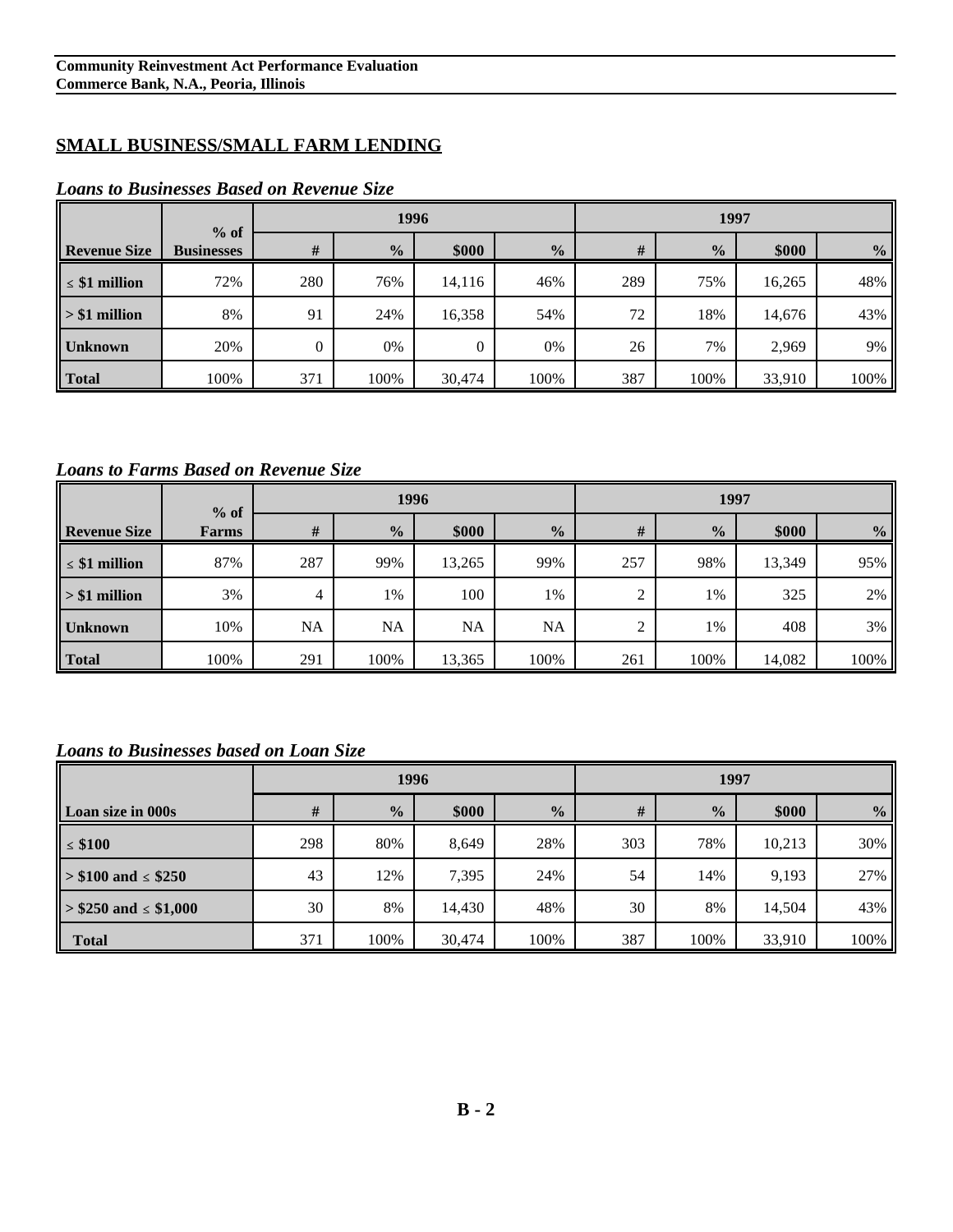## SMALL BUSINESS/SMALL FARM LENDING

### *Loans to Businesses Based on Revenue Size*

| Revenue Size | % of Businesses | 1996 | | | | 1997 | | | |
|---|---|---|---|---|---|---|---|---|---|
| | | # | % | $000 | % | # | % | $000 | % |
| ≤ $1 million | 72% | 280 | 76% | 14,116 | 46% | 289 | 75% | 16,265 | 48% |
| > $1 million | 8% | 91 | 24% | 16,358 | 54% | 72 | 18% | 14,676 | 43% |
| Unknown | 20% | 0 | 0% | 0 | 0% | 26 | 7% | 2,969 | 9% |
| Total | 100% | 371 | 100% | 30,474 | 100% | 387 | 100% | 33,910 | 100% |

### *Loans to Farms Based on Revenue Size*

| Revenue Size | % of Farms | 1996 | | | | 1997 | | | |
|---|---|---|---|---|---|---|---|---|---|
| | | # | % | $000 | % | # | % | $000 | % |
| ≤ $1 million | 87% | 287 | 99% | 13,265 | 99% | 257 | 98% | 13,349 | 95% |
| > $1 million | 3% | 4 | 1% | 100 | 1% | 2 | 1% | 325 | 2% |
| Unknown | 10% | NA | NA | NA | NA | 2 | 1% | 408 | 3% |
| Total | 100% | 291 | 100% | 13,365 | 100% | 261 | 100% | 14,082 | 100% |

### *Loans to Businesses based on Loan Size*

| Loan size in 000s | 1996 | | | | 1997 | | | |
|---|---|---|---|---|---|---|---|---|
| | # | % | $000 | % | # | % | $000 | % |
| ≤ $100 | 298 | 80% | 8,649 | 28% | 303 | 78% | 10,213 | 30% |
| > $100 and ≤ $250 | 43 | 12% | 7,395 | 24% | 54 | 14% | 9,193 | 27% |
| > $250 and ≤ $1,000 | 30 | 8% | 14,430 | 48% | 30 | 8% | 14,504 | 43% |
| Total | 371 | 100% | 30,474 | 100% | 387 | 100% | 33,910 | 100% |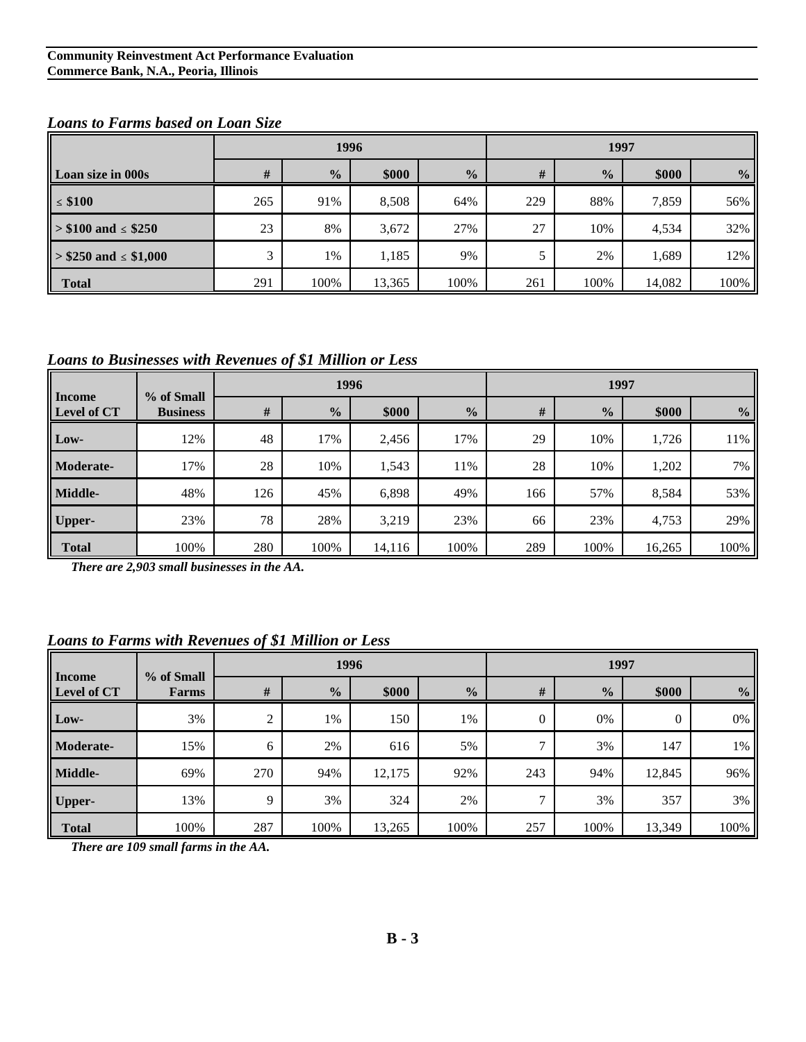### *Loans to Farms based on Loan Size*

| | 1996 | | | | 1997 | | | |
|---|---|---|---|---|---|---|---|---|
| **Loan size in 000s** | **#** | **%** | **$000** | **%** | **#** | **%** | **$000** | **%** |
| **≤ $100** | 265 | 91% | 8,508 | 64% | 229 | 88% | 7,859 | 56% |
| **> $100 and ≤ $250** | 23 | 8% | 3,672 | 27% | 27 | 10% | 4,534 | 32% |
| **> $250 and ≤ $1,000** | 3 | 1% | 1,185 | 9% | 5 | 2% | 1,689 | 12% |
| **Total** | 291 | 100% | 13,365 | 100% | 261 | 100% | 14,082 | 100% |

### *Loans to Businesses with Revenues of $1 Million or Less*

| **Income Level of CT** | **% of Small Business** | 1996 | | | | 1997 | | | |
|---|---|---|---|---|---|---|---|---|---|
| | | **#** | **%** | **$000** | **%** | **#** | **%** | **$000** | **%** |
| **Low-** | 12% | 48 | 17% | 2,456 | 17% | 29 | 10% | 1,726 | 11% |
| **Moderate-** | 17% | 28 | 10% | 1,543 | 11% | 28 | 10% | 1,202 | 7% |
| **Middle-** | 48% | 126 | 45% | 6,898 | 49% | 166 | 57% | 8,584 | 53% |
| **Upper-** | 23% | 78 | 28% | 3,219 | 23% | 66 | 23% | 4,753 | 29% |
| **Total** | 100% | 280 | 100% | 14,116 | 100% | 289 | 100% | 16,265 | 100% |

***There are 2,903 small businesses in the AA.***

### *Loans to Farms with Revenues of $1 Million or Less*

| **Income Level of CT** | **% of Small Farms** | 1996 | | | | 1997 | | | |
|---|---|---|---|---|---|---|---|---|---|
| | | **#** | **%** | **$000** | **%** | **#** | **%** | **$000** | **%** |
| **Low-** | 3% | 2 | 1% | 150 | 1% | 0 | 0% | 0 | 0% |
| **Moderate-** | 15% | 6 | 2% | 616 | 5% | 7 | 3% | 147 | 1% |
| **Middle-** | 69% | 270 | 94% | 12,175 | 92% | 243 | 94% | 12,845 | 96% |
| **Upper-** | 13% | 9 | 3% | 324 | 2% | 7 | 3% | 357 | 3% |
| **Total** | 100% | 287 | 100% | 13,265 | 100% | 257 | 100% | 13,349 | 100% |

***There are 109 small farms in the AA.***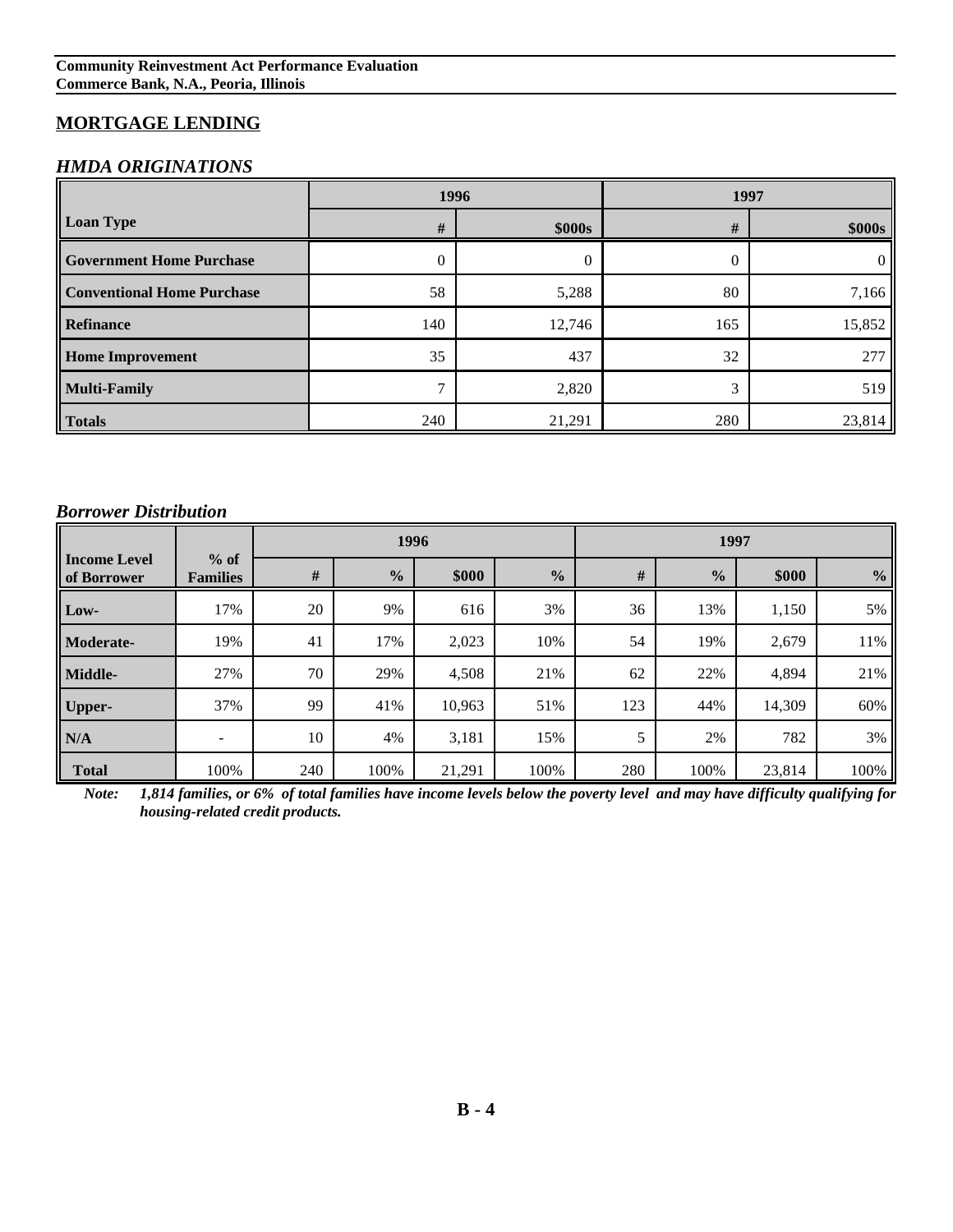## MORTGAGE LENDING

### *HMDA ORIGINATIONS*

| Loan Type | 1996 | | 1997 | |
|---|---|---|---|---|
| | # | $000s | # | $000s |
| **Government Home Purchase** | 0 | 0 | 0 | 0 |
| **Conventional Home Purchase** | 58 | 5,288 | 80 | 7,166 |
| **Refinance** | 140 | 12,746 | 165 | 15,852 |
| **Home Improvement** | 35 | 437 | 32 | 277 |
| **Multi-Family** | 7 | 2,820 | 3 | 519 |
| **Totals** | 240 | 21,291 | 280 | 23,814 |

### *Borrower Distribution*

| Income Level of Borrower | % of Families | 1996 | | | | 1997 | | | |
|---|---|---|---|---|---|---|---|---|---|
| | | # | % | $000 | % | # | % | $000 | % |
| **Low-** | 17% | 20 | 9% | 616 | 3% | 36 | 13% | 1,150 | 5% |
| **Moderate-** | 19% | 41 | 17% | 2,023 | 10% | 54 | 19% | 2,679 | 11% |
| **Middle-** | 27% | 70 | 29% | 4,508 | 21% | 62 | 22% | 4,894 | 21% |
| **Upper-** | 37% | 99 | 41% | 10,963 | 51% | 123 | 44% | 14,309 | 60% |
| **N/A** | - | 10 | 4% | 3,181 | 15% | 5 | 2% | 782 | 3% |
| **Total** | 100% | 240 | 100% | 21,291 | 100% | 280 | 100% | 23,814 | 100% |

***Note:** 1,814 families, or 6% of total families have income levels below the poverty level and may have difficulty qualifying for housing-related credit products.*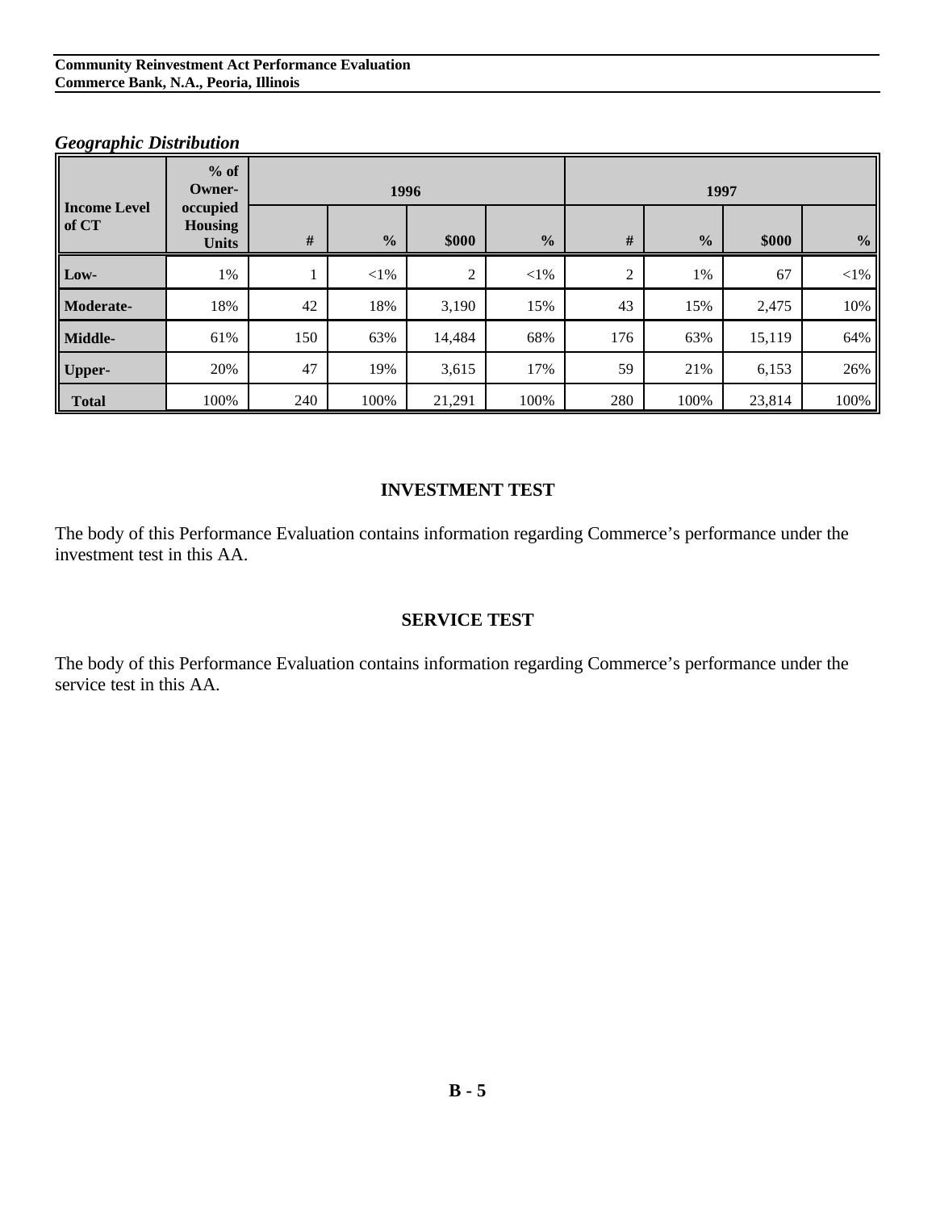*Geographic Distribution*

| Income Level of CT | % of Owner-occupied Housing Units | 1996 | | | | 1997 | | | |
|---|---|---|---|---|---|---|---|---|---|
| | | # | % | $000 | % | # | % | $000 | % |
| Low- | 1% | 1 | <1% | 2 | <1% | 2 | 1% | 67 | <1% |
| Moderate- | 18% | 42 | 18% | 3,190 | 15% | 43 | 15% | 2,475 | 10% |
| Middle- | 61% | 150 | 63% | 14,484 | 68% | 176 | 63% | 15,119 | 64% |
| Upper- | 20% | 47 | 19% | 3,615 | 17% | 59 | 21% | 6,153 | 26% |
| Total | 100% | 240 | 100% | 21,291 | 100% | 280 | 100% | 23,814 | 100% |

## INVESTMENT TEST

The body of this Performance Evaluation contains information regarding Commerce's performance under the investment test in this AA.

## SERVICE TEST

The body of this Performance Evaluation contains information regarding Commerce's performance under the service test in this AA.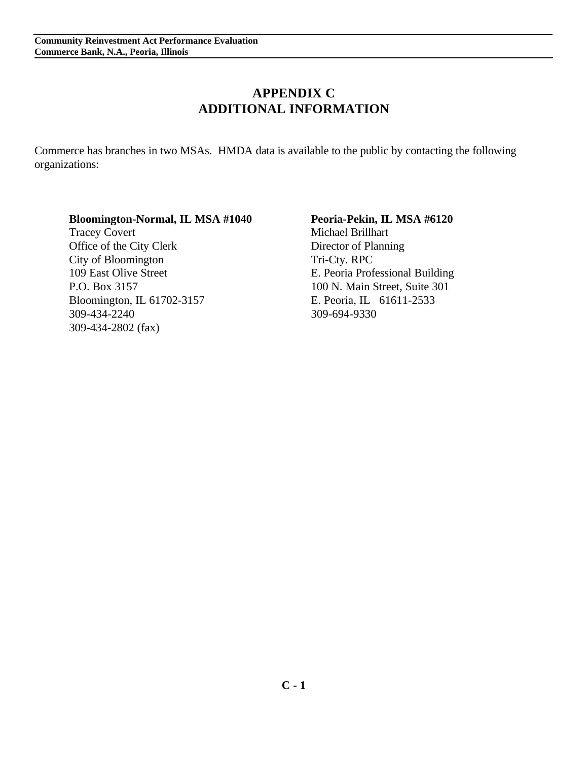# APPENDIX C
# ADDITIONAL INFORMATION

Commerce has branches in two MSAs. HMDA data is available to the public by contacting the following organizations:

**Bloomington-Normal, IL MSA #1040**
Tracey Covert
Office of the City Clerk
City of Bloomington
109 East Olive Street
P.O. Box 3157
Bloomington, IL 61702-3157
309-434-2240
309-434-2802 (fax)

**Peoria-Pekin, IL MSA #6120**
Michael Brillhart
Director of Planning
Tri-Cty. RPC
E. Peoria Professional Building
100 N. Main Street, Suite 301
E. Peoria, IL 61611-2533
309-694-9330